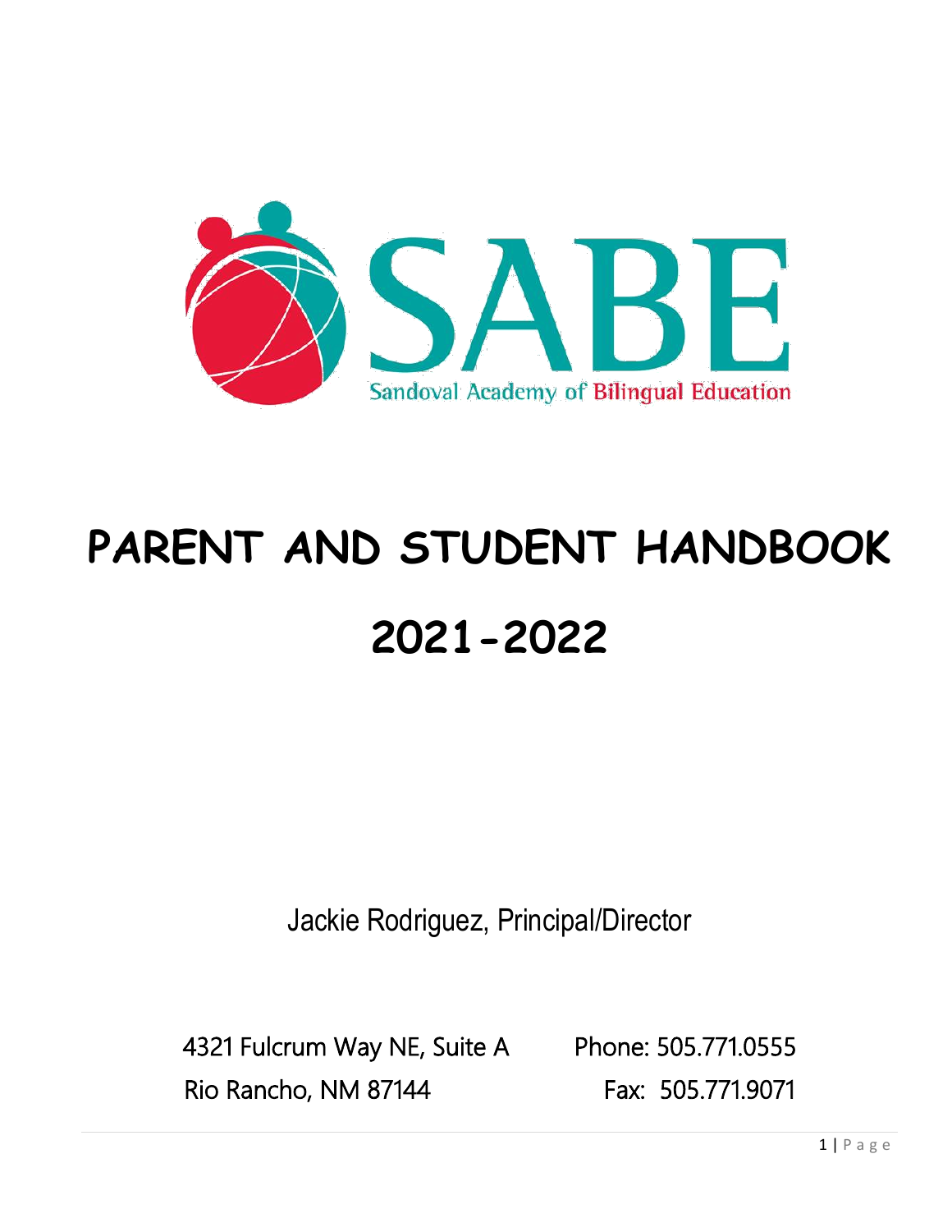SABE

Sandoval Academy of Bilingual Education

# PARENT AND STUDENT HANDBOOK

# 2021-2022

Jackie Rodriguez, Principal/Director

4321 Fulcrum Way NE, Suite A
Rio Rancho, NM 87144

Phone: 505.771.0555
Fax: 505.771.9071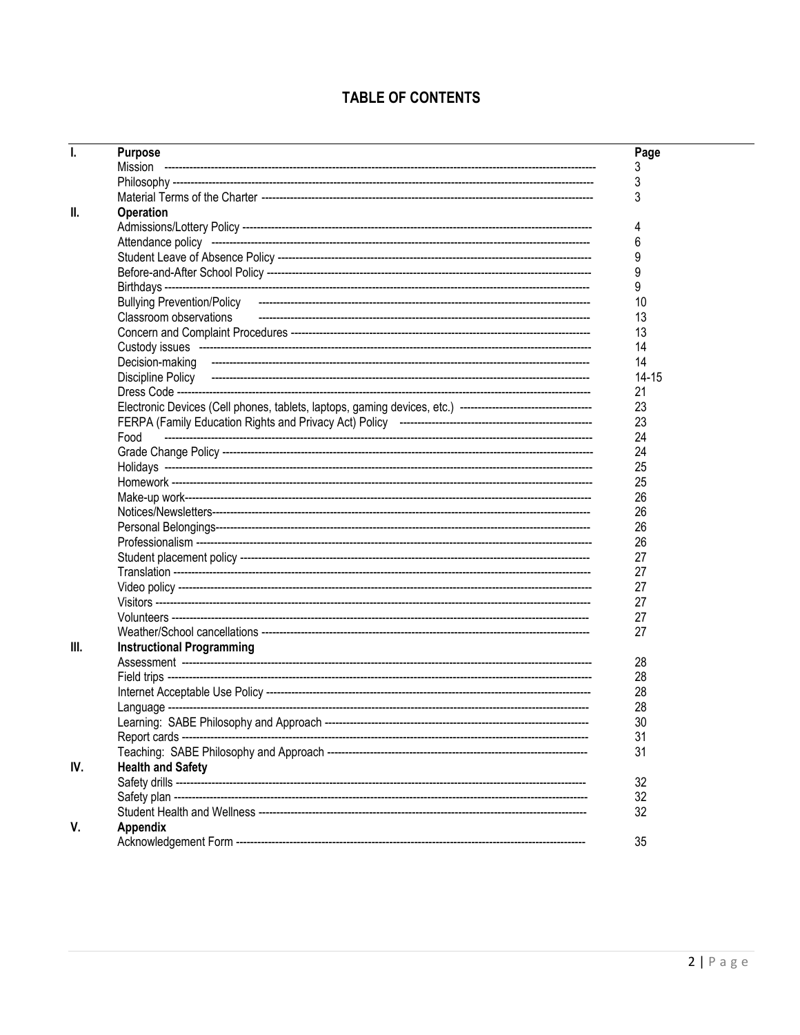# TABLE OF CONTENTS

| | | Page |
|---|---|---|
| **I.** | **Purpose** | |
| | Mission | 3 |
| | Philosophy | 3 |
| | Material Terms of the Charter | 3 |
| **II.** | **Operation** | |
| | Admissions/Lottery Policy | 4 |
| | Attendance policy | 6 |
| | Student Leave of Absence Policy | 9 |
| | Before-and-After School Policy | 9 |
| | Birthdays | 9 |
| | Bullying Prevention/Policy | 10 |
| | Classroom observations | 13 |
| | Concern and Complaint Procedures | 13 |
| | Custody issues | 14 |
| | Decision-making | 14 |
| | Discipline Policy | 14-15 |
| | Dress Code | 21 |
| | Electronic Devices (Cell phones, tablets, laptops, gaming devices, etc.) | 23 |
| | FERPA (Family Education Rights and Privacy Act) Policy | 23 |
| | Food | 24 |
| | Grade Change Policy | 24 |
| | Holidays | 25 |
| | Homework | 25 |
| | Make-up work | 26 |
| | Notices/Newsletters | 26 |
| | Personal Belongings | 26 |
| | Professionalism | 26 |
| | Student placement policy | 27 |
| | Translation | 27 |
| | Video policy | 27 |
| | Visitors | 27 |
| | Volunteers | 27 |
| | Weather/School cancellations | 27 |
| **III.** | **Instructional Programming** | |
| | Assessment | 28 |
| | Field trips | 28 |
| | Internet Acceptable Use Policy | 28 |
| | Language | 28 |
| | Learning: SABE Philosophy and Approach | 30 |
| | Report cards | 31 |
| | Teaching: SABE Philosophy and Approach | 31 |
| **IV.** | **Health and Safety** | |
| | Safety drills | 32 |
| | Safety plan | 32 |
| | Student Health and Wellness | 32 |
| **V.** | **Appendix** | |
| | Acknowledgement Form | 35 |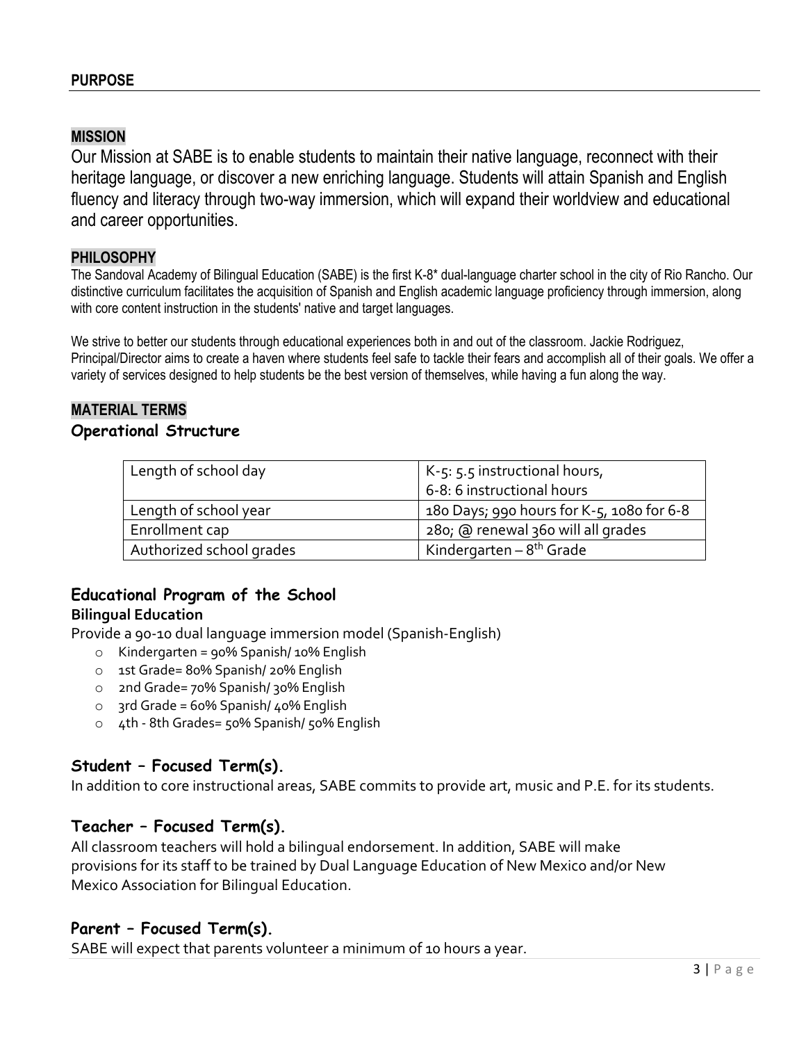## PURPOSE

### MISSION

Our Mission at SABE is to enable students to maintain their native language, reconnect with their heritage language, or discover a new enriching language. Students will attain Spanish and English fluency and literacy through two-way immersion, which will expand their worldview and educational and career opportunities.

### PHILOSOPHY

The Sandoval Academy of Bilingual Education (SABE) is the first K-8* dual-language charter school in the city of Rio Rancho. Our distinctive curriculum facilitates the acquisition of Spanish and English academic language proficiency through immersion, along with core content instruction in the students' native and target languages.

We strive to better our students through educational experiences both in and out of the classroom. Jackie Rodriguez, Principal/Director aims to create a haven where students feel safe to tackle their fears and accomplish all of their goals. We offer a variety of services designed to help students be the best version of themselves, while having a fun along the way.

### MATERIAL TERMS

#### Operational Structure

| Length of school day | K-5: 5.5 instructional hours, 6-8: 6 instructional hours |
|---|---|
| Length of school year | 180 Days; 990 hours for K-5, 1080 for 6-8 |
| Enrollment cap | 280; @ renewal 360 will all grades |
| Authorized school grades | Kindergarten – 8th Grade |

#### Educational Program of the School

**Bilingual Education**

Provide a 90-10 dual language immersion model (Spanish-English)

- Kindergarten = 90% Spanish/ 10% English
- 1st Grade= 80% Spanish/ 20% English
- 2nd Grade= 70% Spanish/ 30% English
- 3rd Grade = 60% Spanish/ 40% English
- 4th - 8th Grades= 50% Spanish/ 50% English

#### Student – Focused Term(s).

In addition to core instructional areas, SABE commits to provide art, music and P.E. for its students.

#### Teacher – Focused Term(s).

All classroom teachers will hold a bilingual endorsement. In addition, SABE will make provisions for its staff to be trained by Dual Language Education of New Mexico and/or New Mexico Association for Bilingual Education.

#### Parent – Focused Term(s).

SABE will expect that parents volunteer a minimum of 10 hours a year.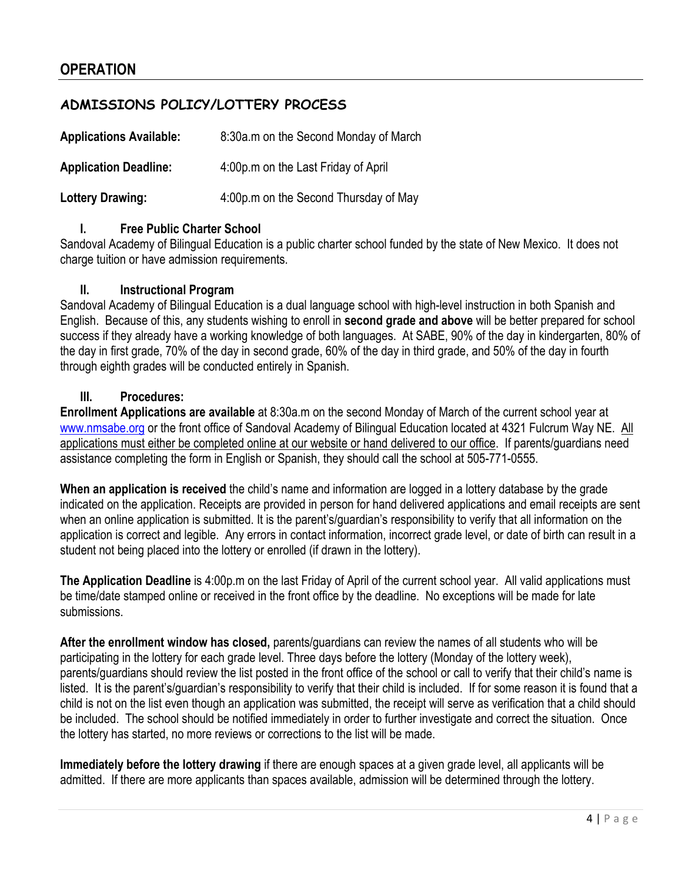# OPERATION

## ADMISSIONS POLICY/LOTTERY PROCESS

**Applications Available:** 8:30a.m on the Second Monday of March

**Application Deadline:** 4:00p.m on the Last Friday of April

**Lottery Drawing:** 4:00p.m on the Second Thursday of May

### I. Free Public Charter School

Sandoval Academy of Bilingual Education is a public charter school funded by the state of New Mexico. It does not charge tuition or have admission requirements.

### II. Instructional Program

Sandoval Academy of Bilingual Education is a dual language school with high-level instruction in both Spanish and English. Because of this, any students wishing to enroll in **second grade and above** will be better prepared for school success if they already have a working knowledge of both languages. At SABE, 90% of the day in kindergarten, 80% of the day in first grade, 70% of the day in second grade, 60% of the day in third grade, and 50% of the day in fourth through eighth grades will be conducted entirely in Spanish.

### III. Procedures:

**Enrollment Applications are available** at 8:30a.m on the second Monday of March of the current school year at www.nmsabe.org or the front office of Sandoval Academy of Bilingual Education located at 4321 Fulcrum Way NE. All applications must either be completed online at our website or hand delivered to our office. If parents/guardians need assistance completing the form in English or Spanish, they should call the school at 505-771-0555.

**When an application is received** the child's name and information are logged in a lottery database by the grade indicated on the application. Receipts are provided in person for hand delivered applications and email receipts are sent when an online application is submitted. It is the parent's/guardian's responsibility to verify that all information on the application is correct and legible. Any errors in contact information, incorrect grade level, or date of birth can result in a student not being placed into the lottery or enrolled (if drawn in the lottery).

**The Application Deadline** is 4:00p.m on the last Friday of April of the current school year. All valid applications must be time/date stamped online or received in the front office by the deadline. No exceptions will be made for late submissions.

**After the enrollment window has closed,** parents/guardians can review the names of all students who will be participating in the lottery for each grade level. Three days before the lottery (Monday of the lottery week), parents/guardians should review the list posted in the front office of the school or call to verify that their child's name is listed. It is the parent's/guardian's responsibility to verify that their child is included. If for some reason it is found that a child is not on the list even though an application was submitted, the receipt will serve as verification that a child should be included. The school should be notified immediately in order to further investigate and correct the situation. Once the lottery has started, no more reviews or corrections to the list will be made.

**Immediately before the lottery drawing** if there are enough spaces at a given grade level, all applicants will be admitted. If there are more applicants than spaces available, admission will be determined through the lottery.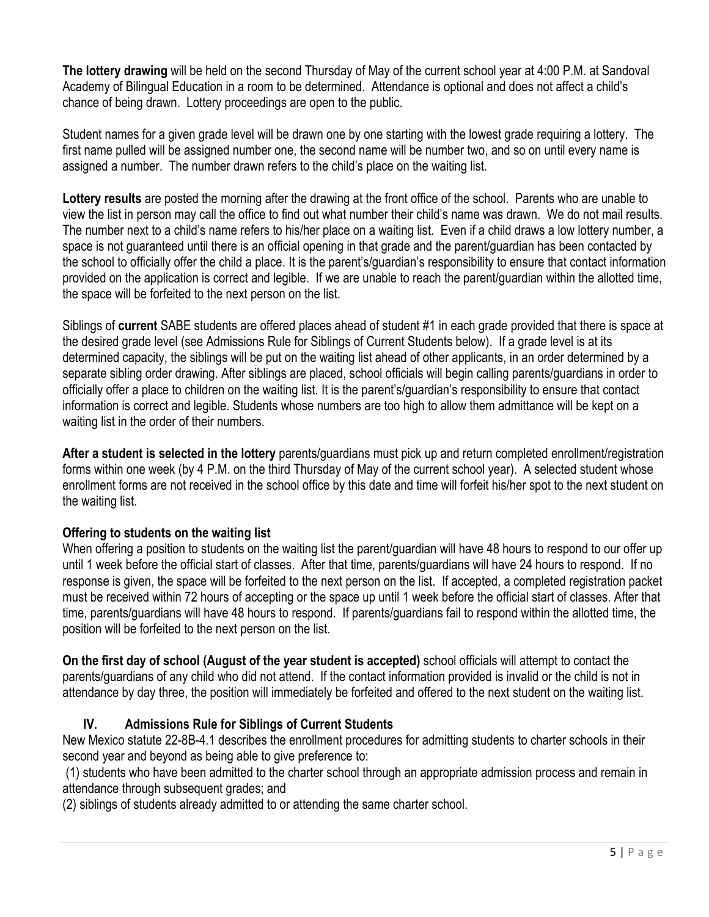**The lottery drawing** will be held on the second Thursday of May of the current school year at 4:00 P.M. at Sandoval Academy of Bilingual Education in a room to be determined. Attendance is optional and does not affect a child's chance of being drawn. Lottery proceedings are open to the public.

Student names for a given grade level will be drawn one by one starting with the lowest grade requiring a lottery. The first name pulled will be assigned number one, the second name will be number two, and so on until every name is assigned a number. The number drawn refers to the child's place on the waiting list.

**Lottery results** are posted the morning after the drawing at the front office of the school. Parents who are unable to view the list in person may call the office to find out what number their child's name was drawn. We do not mail results. The number next to a child's name refers to his/her place on a waiting list. Even if a child draws a low lottery number, a space is not guaranteed until there is an official opening in that grade and the parent/guardian has been contacted by the school to officially offer the child a place. It is the parent's/guardian's responsibility to ensure that contact information provided on the application is correct and legible. If we are unable to reach the parent/guardian within the allotted time, the space will be forfeited to the next person on the list.

Siblings of **current** SABE students are offered places ahead of student #1 in each grade provided that there is space at the desired grade level (see Admissions Rule for Siblings of Current Students below). If a grade level is at its determined capacity, the siblings will be put on the waiting list ahead of other applicants, in an order determined by a separate sibling order drawing. After siblings are placed, school officials will begin calling parents/guardians in order to officially offer a place to children on the waiting list. It is the parent's/guardian's responsibility to ensure that contact information is correct and legible. Students whose numbers are too high to allow them admittance will be kept on a waiting list in the order of their numbers.

**After a student is selected in the lottery** parents/guardians must pick up and return completed enrollment/registration forms within one week (by 4 P.M. on the third Thursday of May of the current school year). A selected student whose enrollment forms are not received in the school office by this date and time will forfeit his/her spot to the next student on the waiting list.

**Offering to students on the waiting list**

When offering a position to students on the waiting list the parent/guardian will have 48 hours to respond to our offer up until 1 week before the official start of classes. After that time, parents/guardians will have 24 hours to respond. If no response is given, the space will be forfeited to the next person on the list. If accepted, a completed registration packet must be received within 72 hours of accepting or the space up until 1 week before the official start of classes. After that time, parents/guardians will have 48 hours to respond. If parents/guardians fail to respond within the allotted time, the position will be forfeited to the next person on the list.

**On the first day of school (August of the year student is accepted)** school officials will attempt to contact the parents/guardians of any child who did not attend. If the contact information provided is invalid or the child is not in attendance by day three, the position will immediately be forfeited and offered to the next student on the waiting list.

## IV. Admissions Rule for Siblings of Current Students

New Mexico statute 22-8B-4.1 describes the enrollment procedures for admitting students to charter schools in their second year and beyond as being able to give preference to:

(1) students who have been admitted to the charter school through an appropriate admission process and remain in attendance through subsequent grades; and

(2) siblings of students already admitted to or attending the same charter school.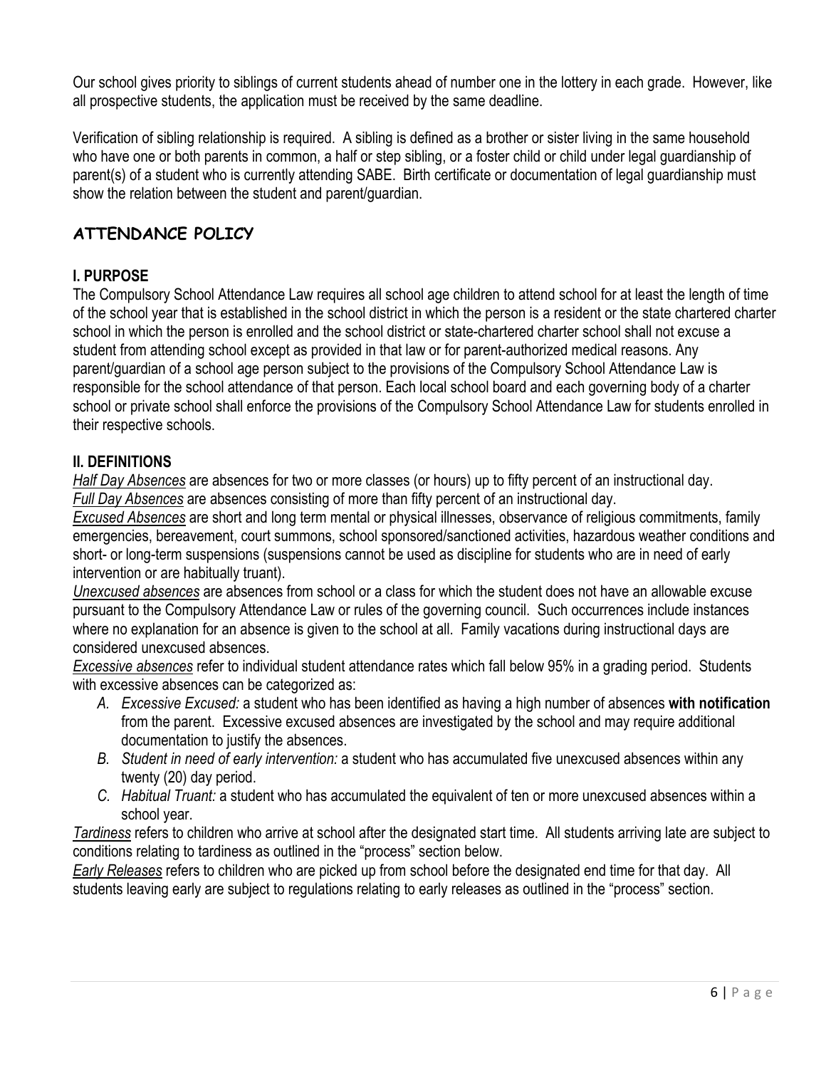Our school gives priority to siblings of current students ahead of number one in the lottery in each grade. However, like all prospective students, the application must be received by the same deadline.

Verification of sibling relationship is required. A sibling is defined as a brother or sister living in the same household who have one or both parents in common, a half or step sibling, or a foster child or child under legal guardianship of parent(s) of a student who is currently attending SABE. Birth certificate or documentation of legal guardianship must show the relation between the student and parent/guardian.

## ATTENDANCE POLICY

### I. PURPOSE

The Compulsory School Attendance Law requires all school age children to attend school for at least the length of time of the school year that is established in the school district in which the person is a resident or the state chartered charter school in which the person is enrolled and the school district or state-chartered charter school shall not excuse a student from attending school except as provided in that law or for parent-authorized medical reasons. Any parent/guardian of a school age person subject to the provisions of the Compulsory School Attendance Law is responsible for the school attendance of that person. Each local school board and each governing body of a charter school or private school shall enforce the provisions of the Compulsory School Attendance Law for students enrolled in their respective schools.

### II. DEFINITIONS

*Half Day Absences* are absences for two or more classes (or hours) up to fifty percent of an instructional day.
*Full Day Absences* are absences consisting of more than fifty percent of an instructional day.
*Excused Absences* are short and long term mental or physical illnesses, observance of religious commitments, family emergencies, bereavement, court summons, school sponsored/sanctioned activities, hazardous weather conditions and short- or long-term suspensions (suspensions cannot be used as discipline for students who are in need of early intervention or are habitually truant).
*Unexcused absences* are absences from school or a class for which the student does not have an allowable excuse pursuant to the Compulsory Attendance Law or rules of the governing council. Such occurrences include instances where no explanation for an absence is given to the school at all. Family vacations during instructional days are considered unexcused absences.
*Excessive absences* refer to individual student attendance rates which fall below 95% in a grading period. Students with excessive absences can be categorized as:

A. *Excessive Excused:* a student who has been identified as having a high number of absences **with notification** from the parent. Excessive excused absences are investigated by the school and may require additional documentation to justify the absences.
B. *Student in need of early intervention:* a student who has accumulated five unexcused absences within any twenty (20) day period.
C. *Habitual Truant:* a student who has accumulated the equivalent of ten or more unexcused absences within a school year.

*Tardiness* refers to children who arrive at school after the designated start time. All students arriving late are subject to conditions relating to tardiness as outlined in the "process" section below.
*Early Releases* refers to children who are picked up from school before the designated end time for that day. All students leaving early are subject to regulations relating to early releases as outlined in the "process" section.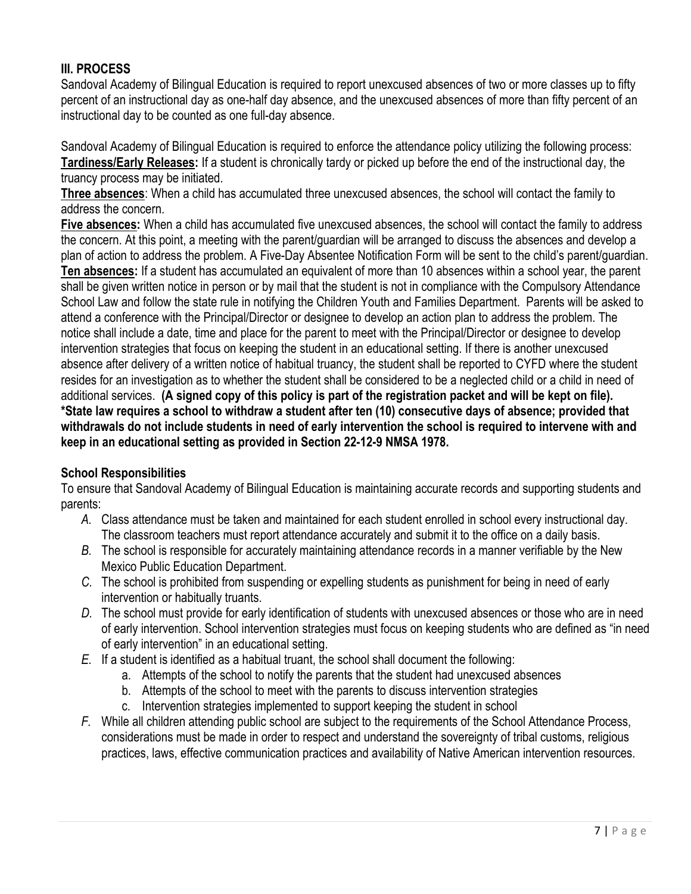### III. PROCESS

Sandoval Academy of Bilingual Education is required to report unexcused absences of two or more classes up to fifty percent of an instructional day as one-half day absence, and the unexcused absences of more than fifty percent of an instructional day to be counted as one full-day absence.

Sandoval Academy of Bilingual Education is required to enforce the attendance policy utilizing the following process:

**Tardiness/Early Releases:** If a student is chronically tardy or picked up before the end of the instructional day, the truancy process may be initiated.

**Three absences**: When a child has accumulated three unexcused absences, the school will contact the family to address the concern.

**Five absences:** When a child has accumulated five unexcused absences, the school will contact the family to address the concern. At this point, a meeting with the parent/guardian will be arranged to discuss the absences and develop a plan of action to address the problem. A Five-Day Absentee Notification Form will be sent to the child's parent/guardian.

**Ten absences:** If a student has accumulated an equivalent of more than 10 absences within a school year, the parent shall be given written notice in person or by mail that the student is not in compliance with the Compulsory Attendance School Law and follow the state rule in notifying the Children Youth and Families Department. Parents will be asked to attend a conference with the Principal/Director or designee to develop an action plan to address the problem. The notice shall include a date, time and place for the parent to meet with the Principal/Director or designee to develop intervention strategies that focus on keeping the student in an educational setting. If there is another unexcused absence after delivery of a written notice of habitual truancy, the student shall be reported to CYFD where the student resides for an investigation as to whether the student shall be considered to be a neglected child or a child in need of additional services. **(A signed copy of this policy is part of the registration packet and will be kept on file).**
**\*State law requires a school to withdraw a student after ten (10) consecutive days of absence; provided that withdrawals do not include students in need of early intervention the school is required to intervene with and keep in an educational setting as provided in Section 22-12-9 NMSA 1978.**

### School Responsibilities

To ensure that Sandoval Academy of Bilingual Education is maintaining accurate records and supporting students and parents:

- *A.* Class attendance must be taken and maintained for each student enrolled in school every instructional day. The classroom teachers must report attendance accurately and submit it to the office on a daily basis.
- *B.* The school is responsible for accurately maintaining attendance records in a manner verifiable by the New Mexico Public Education Department.
- *C.* The school is prohibited from suspending or expelling students as punishment for being in need of early intervention or habitually truants.
- *D.* The school must provide for early identification of students with unexcused absences or those who are in need of early intervention. School intervention strategies must focus on keeping students who are defined as "in need of early intervention" in an educational setting.
- *E.* If a student is identified as a habitual truant, the school shall document the following:
  - a. Attempts of the school to notify the parents that the student had unexcused absences
  - b. Attempts of the school to meet with the parents to discuss intervention strategies
  - c. Intervention strategies implemented to support keeping the student in school
- *F.* While all children attending public school are subject to the requirements of the School Attendance Process, considerations must be made in order to respect and understand the sovereignty of tribal customs, religious practices, laws, effective communication practices and availability of Native American intervention resources.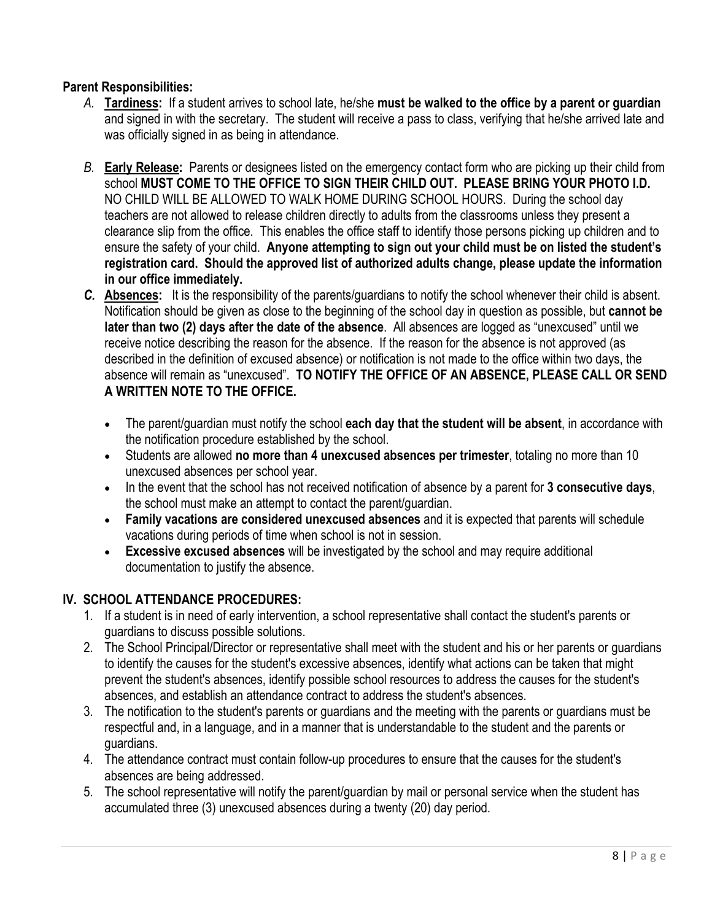**Parent Responsibilities:**

*A.* **<u>Tardiness</u>:** If a student arrives to school late, he/she **must be walked to the office by a parent or guardian** and signed in with the secretary. The student will receive a pass to class, verifying that he/she arrived late and was officially signed in as being in attendance.

*B.* **<u>Early Release</u>:** Parents or designees listed on the emergency contact form who are picking up their child from school **MUST COME TO THE OFFICE TO SIGN THEIR CHILD OUT. PLEASE BRING YOUR PHOTO I.D.** NO CHILD WILL BE ALLOWED TO WALK HOME DURING SCHOOL HOURS. During the school day teachers are not allowed to release children directly to adults from the classrooms unless they present a clearance slip from the office. This enables the office staff to identify those persons picking up children and to ensure the safety of your child. **Anyone attempting to sign out your child must be on listed the student's registration card. Should the approved list of authorized adults change, please update the information in our office immediately.**

***C.*** **<u>Absences</u>:** It is the responsibility of the parents/guardians to notify the school whenever their child is absent. Notification should be given as close to the beginning of the school day in question as possible, but **cannot be later than two (2) days after the date of the absence**. All absences are logged as "unexcused" until we receive notice describing the reason for the absence. If the reason for the absence is not approved (as described in the definition of excused absence) or notification is not made to the office within two days, the absence will remain as "unexcused". **TO NOTIFY THE OFFICE OF AN ABSENCE, PLEASE CALL OR SEND A WRITTEN NOTE TO THE OFFICE.**

- The parent/guardian must notify the school **each day that the student will be absent**, in accordance with the notification procedure established by the school.
- Students are allowed **no more than 4 unexcused absences per trimester**, totaling no more than 10 unexcused absences per school year.
- In the event that the school has not received notification of absence by a parent for **3 consecutive days**, the school must make an attempt to contact the parent/guardian.
- **Family vacations are considered unexcused absences** and it is expected that parents will schedule vacations during periods of time when school is not in session.
- **Excessive excused absences** will be investigated by the school and may require additional documentation to justify the absence.

## IV. SCHOOL ATTENDANCE PROCEDURES:

1. If a student is in need of early intervention, a school representative shall contact the student's parents or guardians to discuss possible solutions.
2. The School Principal/Director or representative shall meet with the student and his or her parents or guardians to identify the causes for the student's excessive absences, identify what actions can be taken that might prevent the student's absences, identify possible school resources to address the causes for the student's absences, and establish an attendance contract to address the student's absences.
3. The notification to the student's parents or guardians and the meeting with the parents or guardians must be respectful and, in a language, and in a manner that is understandable to the student and the parents or guardians.
4. The attendance contract must contain follow-up procedures to ensure that the causes for the student's absences are being addressed.
5. The school representative will notify the parent/guardian by mail or personal service when the student has accumulated three (3) unexcused absences during a twenty (20) day period.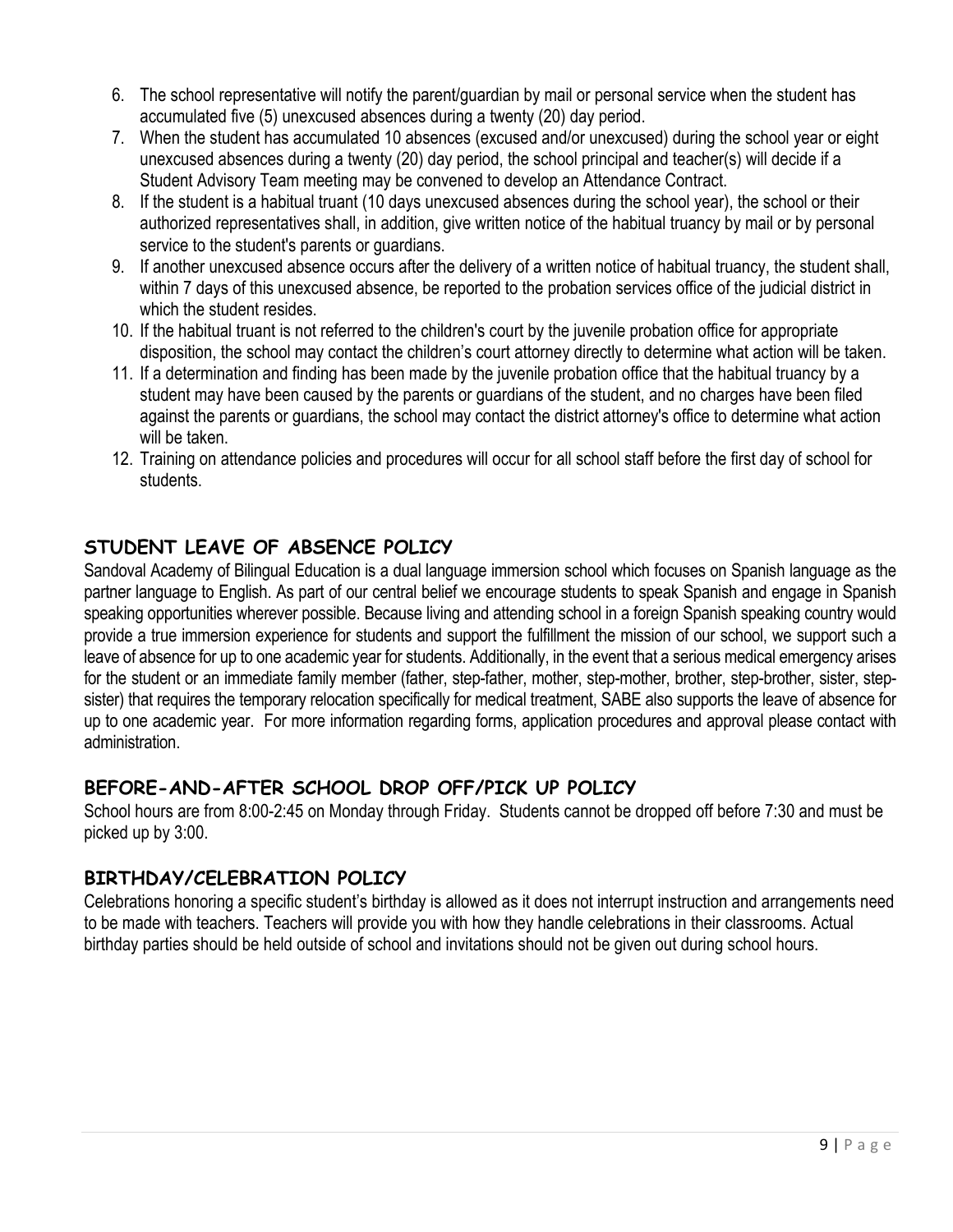6. The school representative will notify the parent/guardian by mail or personal service when the student has accumulated five (5) unexcused absences during a twenty (20) day period.
7. When the student has accumulated 10 absences (excused and/or unexcused) during the school year or eight unexcused absences during a twenty (20) day period, the school principal and teacher(s) will decide if a Student Advisory Team meeting may be convened to develop an Attendance Contract.
8. If the student is a habitual truant (10 days unexcused absences during the school year), the school or their authorized representatives shall, in addition, give written notice of the habitual truancy by mail or by personal service to the student's parents or guardians.
9. If another unexcused absence occurs after the delivery of a written notice of habitual truancy, the student shall, within 7 days of this unexcused absence, be reported to the probation services office of the judicial district in which the student resides.
10. If the habitual truant is not referred to the children's court by the juvenile probation office for appropriate disposition, the school may contact the children's court attorney directly to determine what action will be taken.
11. If a determination and finding has been made by the juvenile probation office that the habitual truancy by a student may have been caused by the parents or guardians of the student, and no charges have been filed against the parents or guardians, the school may contact the district attorney's office to determine what action will be taken.
12. Training on attendance policies and procedures will occur for all school staff before the first day of school for students.

## STUDENT LEAVE OF ABSENCE POLICY

Sandoval Academy of Bilingual Education is a dual language immersion school which focuses on Spanish language as the partner language to English. As part of our central belief we encourage students to speak Spanish and engage in Spanish speaking opportunities wherever possible. Because living and attending school in a foreign Spanish speaking country would provide a true immersion experience for students and support the fulfillment the mission of our school, we support such a leave of absence for up to one academic year for students. Additionally, in the event that a serious medical emergency arises for the student or an immediate family member (father, step-father, mother, step-mother, brother, step-brother, sister, step-sister) that requires the temporary relocation specifically for medical treatment, SABE also supports the leave of absence for up to one academic year. For more information regarding forms, application procedures and approval please contact with administration.

## BEFORE-AND-AFTER SCHOOL DROP OFF/PICK UP POLICY

School hours are from 8:00-2:45 on Monday through Friday. Students cannot be dropped off before 7:30 and must be picked up by 3:00.

## BIRTHDAY/CELEBRATION POLICY

Celebrations honoring a specific student's birthday is allowed as it does not interrupt instruction and arrangements need to be made with teachers. Teachers will provide you with how they handle celebrations in their classrooms. Actual birthday parties should be held outside of school and invitations should not be given out during school hours.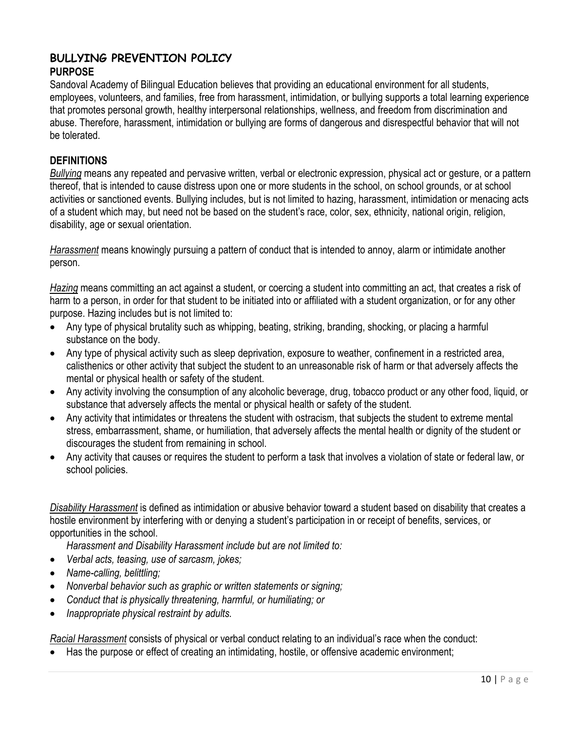## BULLYING PREVENTION POLICY

### PURPOSE

Sandoval Academy of Bilingual Education believes that providing an educational environment for all students, employees, volunteers, and families, free from harassment, intimidation, or bullying supports a total learning experience that promotes personal growth, healthy interpersonal relationships, wellness, and freedom from discrimination and abuse. Therefore, harassment, intimidation or bullying are forms of dangerous and disrespectful behavior that will not be tolerated.

### DEFINITIONS

*Bullying* means any repeated and pervasive written, verbal or electronic expression, physical act or gesture, or a pattern thereof, that is intended to cause distress upon one or more students in the school, on school grounds, or at school activities or sanctioned events. Bullying includes, but is not limited to hazing, harassment, intimidation or menacing acts of a student which may, but need not be based on the student's race, color, sex, ethnicity, national origin, religion, disability, age or sexual orientation.

*Harassment* means knowingly pursuing a pattern of conduct that is intended to annoy, alarm or intimidate another person.

*Hazing* means committing an act against a student, or coercing a student into committing an act, that creates a risk of harm to a person, in order for that student to be initiated into or affiliated with a student organization, or for any other purpose. Hazing includes but is not limited to:

- Any type of physical brutality such as whipping, beating, striking, branding, shocking, or placing a harmful substance on the body.
- Any type of physical activity such as sleep deprivation, exposure to weather, confinement in a restricted area, calisthenics or other activity that subject the student to an unreasonable risk of harm or that adversely affects the mental or physical health or safety of the student.
- Any activity involving the consumption of any alcoholic beverage, drug, tobacco product or any other food, liquid, or substance that adversely affects the mental or physical health or safety of the student.
- Any activity that intimidates or threatens the student with ostracism, that subjects the student to extreme mental stress, embarrassment, shame, or humiliation, that adversely affects the mental health or dignity of the student or discourages the student from remaining in school.
- Any activity that causes or requires the student to perform a task that involves a violation of state or federal law, or school policies.

*Disability Harassment* is defined as intimidation or abusive behavior toward a student based on disability that creates a hostile environment by interfering with or denying a student's participation in or receipt of benefits, services, or opportunities in the school.

*Harassment and Disability Harassment include but are not limited to:*

- *Verbal acts, teasing, use of sarcasm, jokes;*
- *Name-calling, belittling;*
- *Nonverbal behavior such as graphic or written statements or signing;*
- *Conduct that is physically threatening, harmful, or humiliating; or*
- *Inappropriate physical restraint by adults.*

*Racial Harassment* consists of physical or verbal conduct relating to an individual's race when the conduct:

- Has the purpose or effect of creating an intimidating, hostile, or offensive academic environment;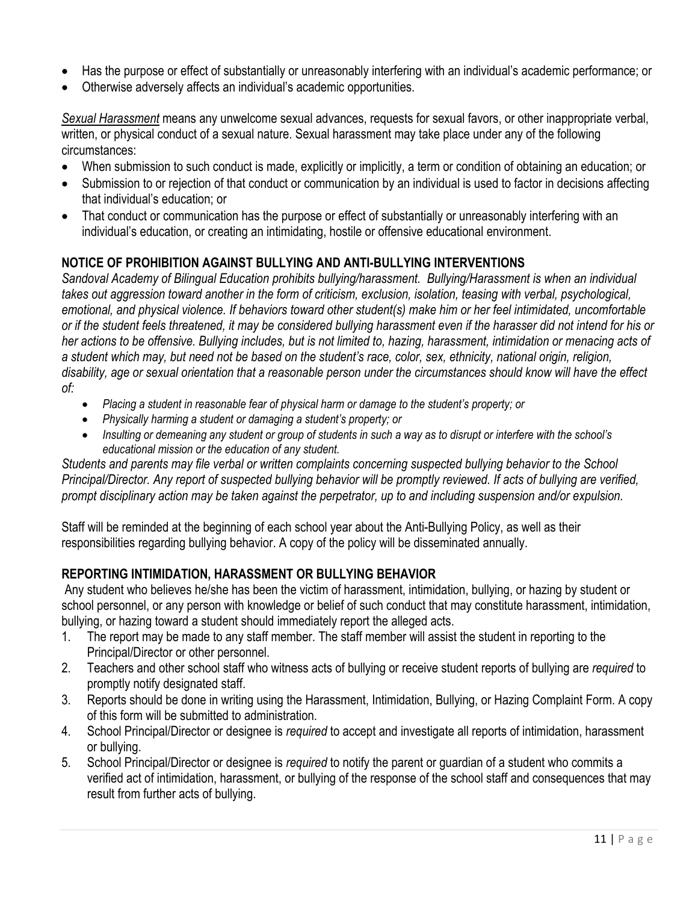- Has the purpose or effect of substantially or unreasonably interfering with an individual's academic performance; or
- Otherwise adversely affects an individual's academic opportunities.

*Sexual Harassment* means any unwelcome sexual advances, requests for sexual favors, or other inappropriate verbal, written, or physical conduct of a sexual nature. Sexual harassment may take place under any of the following circumstances:

- When submission to such conduct is made, explicitly or implicitly, a term or condition of obtaining an education; or
- Submission to or rejection of that conduct or communication by an individual is used to factor in decisions affecting that individual's education; or
- That conduct or communication has the purpose or effect of substantially or unreasonably interfering with an individual's education, or creating an intimidating, hostile or offensive educational environment.

## NOTICE OF PROHIBITION AGAINST BULLYING AND ANTI-BULLYING INTERVENTIONS

*Sandoval Academy of Bilingual Education prohibits bullying/harassment. Bullying/Harassment is when an individual takes out aggression toward another in the form of criticism, exclusion, isolation, teasing with verbal, psychological, emotional, and physical violence. If behaviors toward other student(s) make him or her feel intimidated, uncomfortable or if the student feels threatened, it may be considered bullying harassment even if the harasser did not intend for his or her actions to be offensive. Bullying includes, but is not limited to, hazing, harassment, intimidation or menacing acts of a student which may, but need not be based on the student's race, color, sex, ethnicity, national origin, religion, disability, age or sexual orientation that a reasonable person under the circumstances should know will have the effect of:*

- *Placing a student in reasonable fear of physical harm or damage to the student's property; or*
- *Physically harming a student or damaging a student's property; or*
- *Insulting or demeaning any student or group of students in such a way as to disrupt or interfere with the school's educational mission or the education of any student.*

*Students and parents may file verbal or written complaints concerning suspected bullying behavior to the School Principal/Director. Any report of suspected bullying behavior will be promptly reviewed. If acts of bullying are verified, prompt disciplinary action may be taken against the perpetrator, up to and including suspension and/or expulsion.*

Staff will be reminded at the beginning of each school year about the Anti-Bullying Policy, as well as their responsibilities regarding bullying behavior. A copy of the policy will be disseminated annually.

## REPORTING INTIMIDATION, HARASSMENT OR BULLYING BEHAVIOR

Any student who believes he/she has been the victim of harassment, intimidation, bullying, or hazing by student or school personnel, or any person with knowledge or belief of such conduct that may constitute harassment, intimidation, bullying, or hazing toward a student should immediately report the alleged acts.

1. The report may be made to any staff member. The staff member will assist the student in reporting to the Principal/Director or other personnel.
2. Teachers and other school staff who witness acts of bullying or receive student reports of bullying are *required* to promptly notify designated staff.
3. Reports should be done in writing using the Harassment, Intimidation, Bullying, or Hazing Complaint Form. A copy of this form will be submitted to administration.
4. School Principal/Director or designee is *required* to accept and investigate all reports of intimidation, harassment or bullying.
5. School Principal/Director or designee is *required* to notify the parent or guardian of a student who commits a verified act of intimidation, harassment, or bullying of the response of the school staff and consequences that may result from further acts of bullying.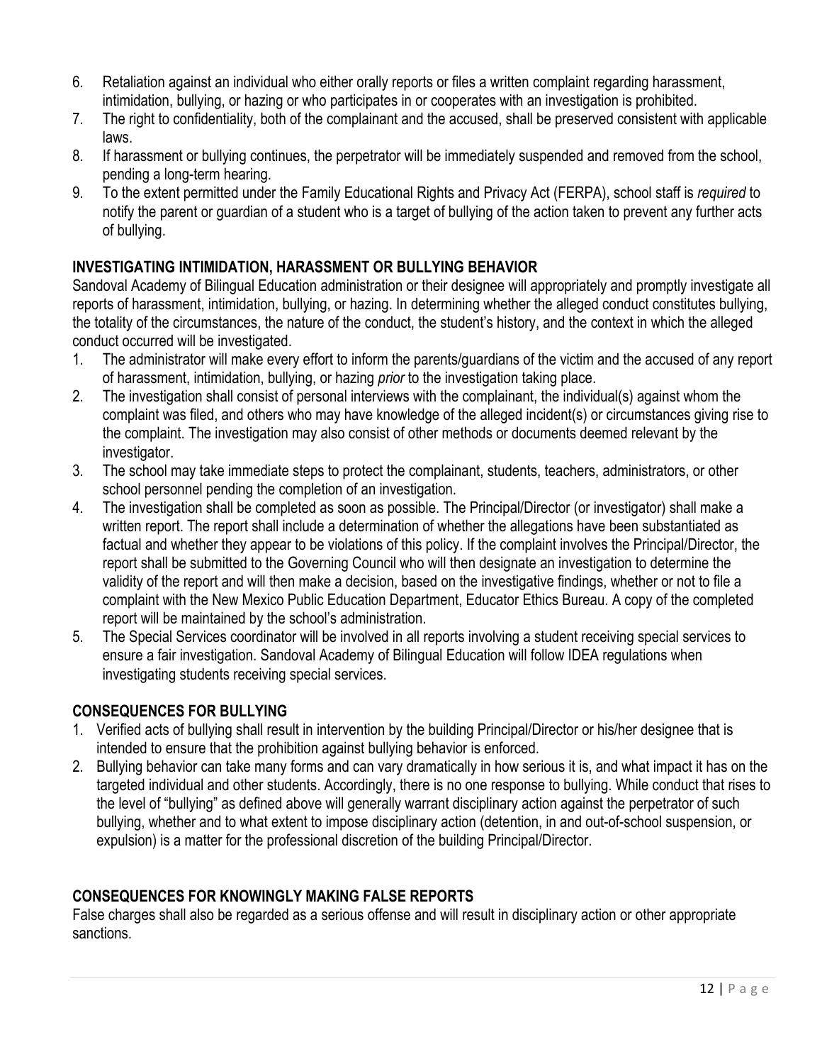6. Retaliation against an individual who either orally reports or files a written complaint regarding harassment, intimidation, bullying, or hazing or who participates in or cooperates with an investigation is prohibited.
7. The right to confidentiality, both of the complainant and the accused, shall be preserved consistent with applicable laws.
8. If harassment or bullying continues, the perpetrator will be immediately suspended and removed from the school, pending a long-term hearing.
9. To the extent permitted under the Family Educational Rights and Privacy Act (FERPA), school staff is *required* to notify the parent or guardian of a student who is a target of bullying of the action taken to prevent any further acts of bullying.

### INVESTIGATING INTIMIDATION, HARASSMENT OR BULLYING BEHAVIOR

Sandoval Academy of Bilingual Education administration or their designee will appropriately and promptly investigate all reports of harassment, intimidation, bullying, or hazing. In determining whether the alleged conduct constitutes bullying, the totality of the circumstances, the nature of the conduct, the student's history, and the context in which the alleged conduct occurred will be investigated.

1. The administrator will make every effort to inform the parents/guardians of the victim and the accused of any report of harassment, intimidation, bullying, or hazing *prior* to the investigation taking place.
2. The investigation shall consist of personal interviews with the complainant, the individual(s) against whom the complaint was filed, and others who may have knowledge of the alleged incident(s) or circumstances giving rise to the complaint. The investigation may also consist of other methods or documents deemed relevant by the investigator.
3. The school may take immediate steps to protect the complainant, students, teachers, administrators, or other school personnel pending the completion of an investigation.
4. The investigation shall be completed as soon as possible. The Principal/Director (or investigator) shall make a written report. The report shall include a determination of whether the allegations have been substantiated as factual and whether they appear to be violations of this policy. If the complaint involves the Principal/Director, the report shall be submitted to the Governing Council who will then designate an investigation to determine the validity of the report and will then make a decision, based on the investigative findings, whether or not to file a complaint with the New Mexico Public Education Department, Educator Ethics Bureau. A copy of the completed report will be maintained by the school's administration.
5. The Special Services coordinator will be involved in all reports involving a student receiving special services to ensure a fair investigation. Sandoval Academy of Bilingual Education will follow IDEA regulations when investigating students receiving special services.

### CONSEQUENCES FOR BULLYING

1. Verified acts of bullying shall result in intervention by the building Principal/Director or his/her designee that is intended to ensure that the prohibition against bullying behavior is enforced.
2. Bullying behavior can take many forms and can vary dramatically in how serious it is, and what impact it has on the targeted individual and other students. Accordingly, there is no one response to bullying. While conduct that rises to the level of "bullying" as defined above will generally warrant disciplinary action against the perpetrator of such bullying, whether and to what extent to impose disciplinary action (detention, in and out-of-school suspension, or expulsion) is a matter for the professional discretion of the building Principal/Director.

### CONSEQUENCES FOR KNOWINGLY MAKING FALSE REPORTS

False charges shall also be regarded as a serious offense and will result in disciplinary action or other appropriate sanctions.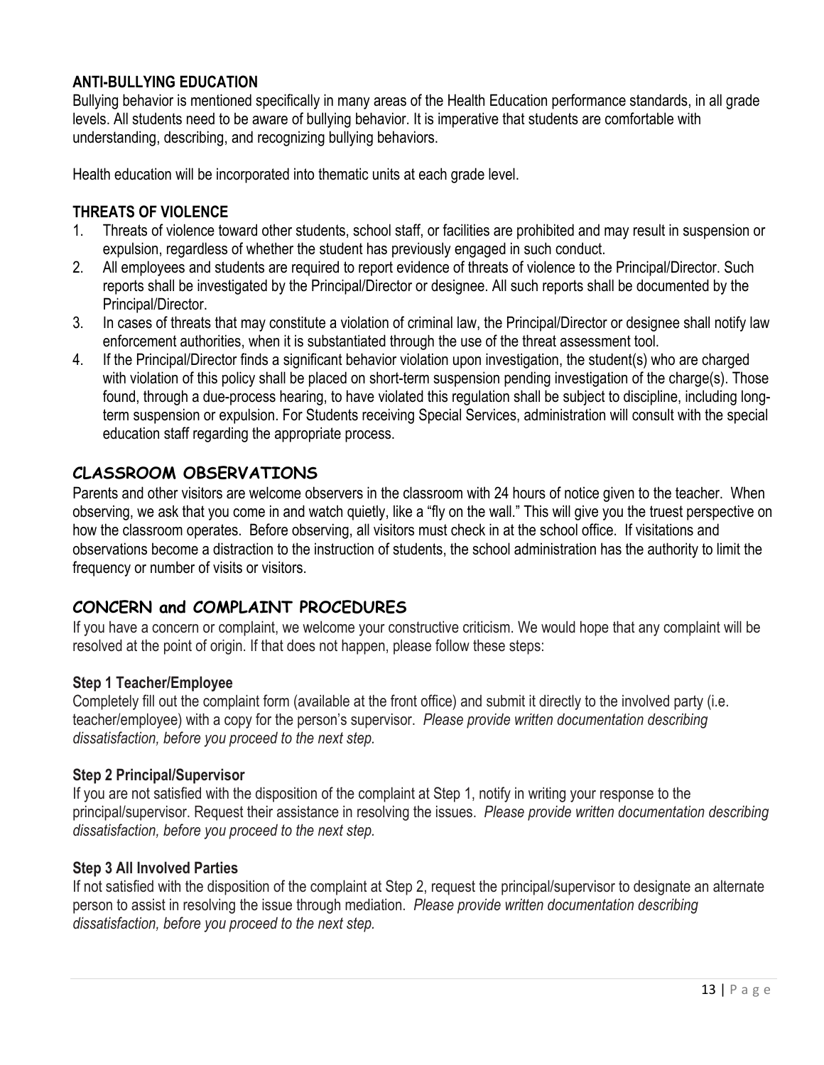### ANTI-BULLYING EDUCATION

Bullying behavior is mentioned specifically in many areas of the Health Education performance standards, in all grade levels. All students need to be aware of bullying behavior. It is imperative that students are comfortable with understanding, describing, and recognizing bullying behaviors.

Health education will be incorporated into thematic units at each grade level.

### THREATS OF VIOLENCE

1. Threats of violence toward other students, school staff, or facilities are prohibited and may result in suspension or expulsion, regardless of whether the student has previously engaged in such conduct.
2. All employees and students are required to report evidence of threats of violence to the Principal/Director. Such reports shall be investigated by the Principal/Director or designee. All such reports shall be documented by the Principal/Director.
3. In cases of threats that may constitute a violation of criminal law, the Principal/Director or designee shall notify law enforcement authorities, when it is substantiated through the use of the threat assessment tool.
4. If the Principal/Director finds a significant behavior violation upon investigation, the student(s) who are charged with violation of this policy shall be placed on short-term suspension pending investigation of the charge(s). Those found, through a due-process hearing, to have violated this regulation shall be subject to discipline, including long-term suspension or expulsion. For Students receiving Special Services, administration will consult with the special education staff regarding the appropriate process.

## CLASSROOM OBSERVATIONS

Parents and other visitors are welcome observers in the classroom with 24 hours of notice given to the teacher. When observing, we ask that you come in and watch quietly, like a "fly on the wall." This will give you the truest perspective on how the classroom operates. Before observing, all visitors must check in at the school office. If visitations and observations become a distraction to the instruction of students, the school administration has the authority to limit the frequency or number of visits or visitors.

## CONCERN and COMPLAINT PROCEDURES

If you have a concern or complaint, we welcome your constructive criticism. We would hope that any complaint will be resolved at the point of origin. If that does not happen, please follow these steps:

### Step 1 Teacher/Employee

Completely fill out the complaint form (available at the front office) and submit it directly to the involved party (i.e. teacher/employee) with a copy for the person's supervisor. *Please provide written documentation describing dissatisfaction, before you proceed to the next step.*

### Step 2 Principal/Supervisor

If you are not satisfied with the disposition of the complaint at Step 1, notify in writing your response to the principal/supervisor. Request their assistance in resolving the issues. *Please provide written documentation describing dissatisfaction, before you proceed to the next step.*

### Step 3 All Involved Parties

If not satisfied with the disposition of the complaint at Step 2, request the principal/supervisor to designate an alternate person to assist in resolving the issue through mediation. *Please provide written documentation describing dissatisfaction, before you proceed to the next step.*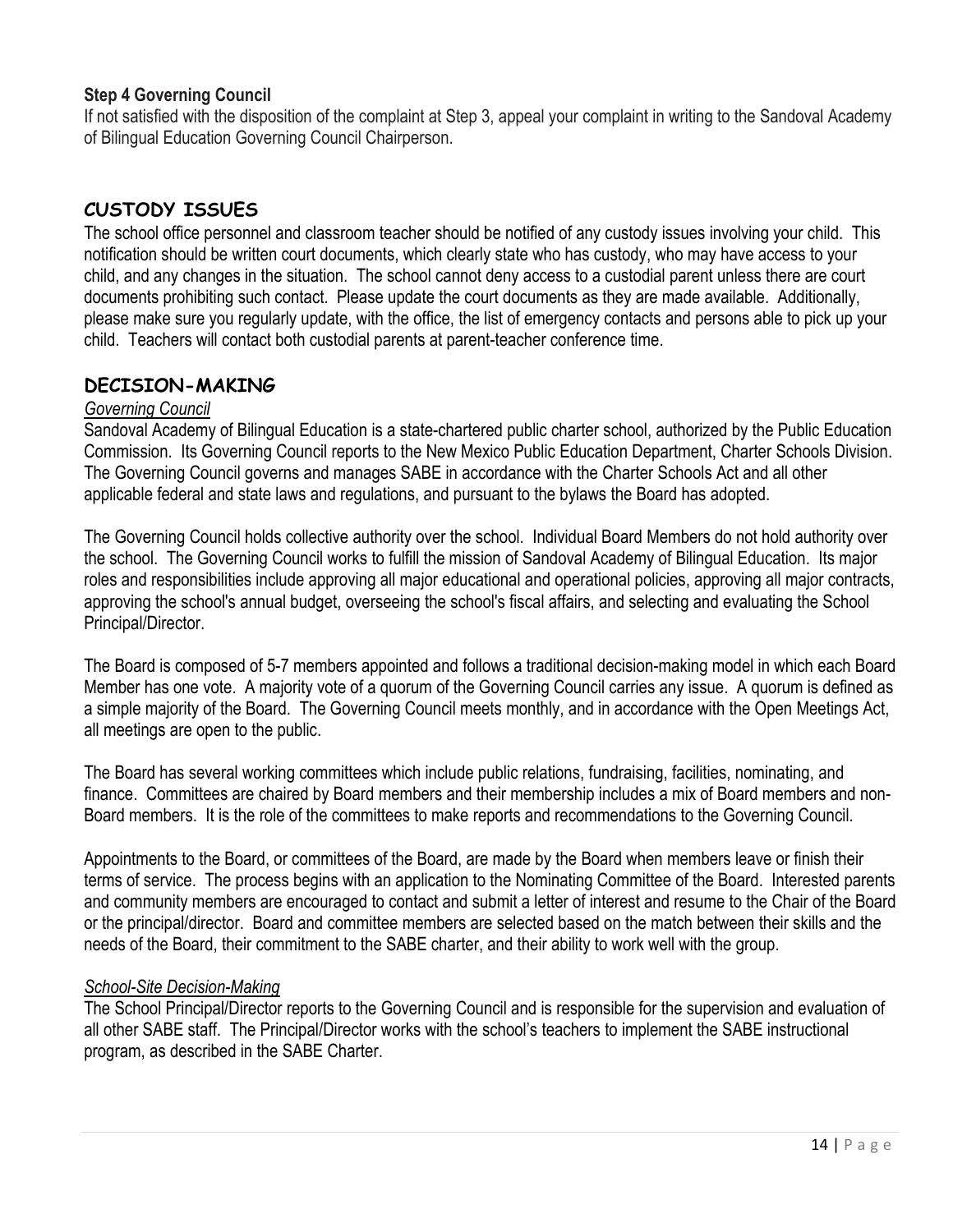### Step 4 Governing Council

If not satisfied with the disposition of the complaint at Step 3, appeal your complaint in writing to the Sandoval Academy of Bilingual Education Governing Council Chairperson.

## CUSTODY ISSUES

The school office personnel and classroom teacher should be notified of any custody issues involving your child. This notification should be written court documents, which clearly state who has custody, who may have access to your child, and any changes in the situation. The school cannot deny access to a custodial parent unless there are court documents prohibiting such contact. Please update the court documents as they are made available. Additionally, please make sure you regularly update, with the office, the list of emergency contacts and persons able to pick up your child. Teachers will contact both custodial parents at parent-teacher conference time.

## DECISION-MAKING

*Governing Council*

Sandoval Academy of Bilingual Education is a state-chartered public charter school, authorized by the Public Education Commission. Its Governing Council reports to the New Mexico Public Education Department, Charter Schools Division. The Governing Council governs and manages SABE in accordance with the Charter Schools Act and all other applicable federal and state laws and regulations, and pursuant to the bylaws the Board has adopted.

The Governing Council holds collective authority over the school. Individual Board Members do not hold authority over the school. The Governing Council works to fulfill the mission of Sandoval Academy of Bilingual Education. Its major roles and responsibilities include approving all major educational and operational policies, approving all major contracts, approving the school's annual budget, overseeing the school's fiscal affairs, and selecting and evaluating the School Principal/Director.

The Board is composed of 5-7 members appointed and follows a traditional decision-making model in which each Board Member has one vote. A majority vote of a quorum of the Governing Council carries any issue. A quorum is defined as a simple majority of the Board. The Governing Council meets monthly, and in accordance with the Open Meetings Act, all meetings are open to the public.

The Board has several working committees which include public relations, fundraising, facilities, nominating, and finance. Committees are chaired by Board members and their membership includes a mix of Board members and non-Board members. It is the role of the committees to make reports and recommendations to the Governing Council.

Appointments to the Board, or committees of the Board, are made by the Board when members leave or finish their terms of service. The process begins with an application to the Nominating Committee of the Board. Interested parents and community members are encouraged to contact and submit a letter of interest and resume to the Chair of the Board or the principal/director. Board and committee members are selected based on the match between their skills and the needs of the Board, their commitment to the SABE charter, and their ability to work well with the group.

*School-Site Decision-Making*

The School Principal/Director reports to the Governing Council and is responsible for the supervision and evaluation of all other SABE staff. The Principal/Director works with the school's teachers to implement the SABE instructional program, as described in the SABE Charter.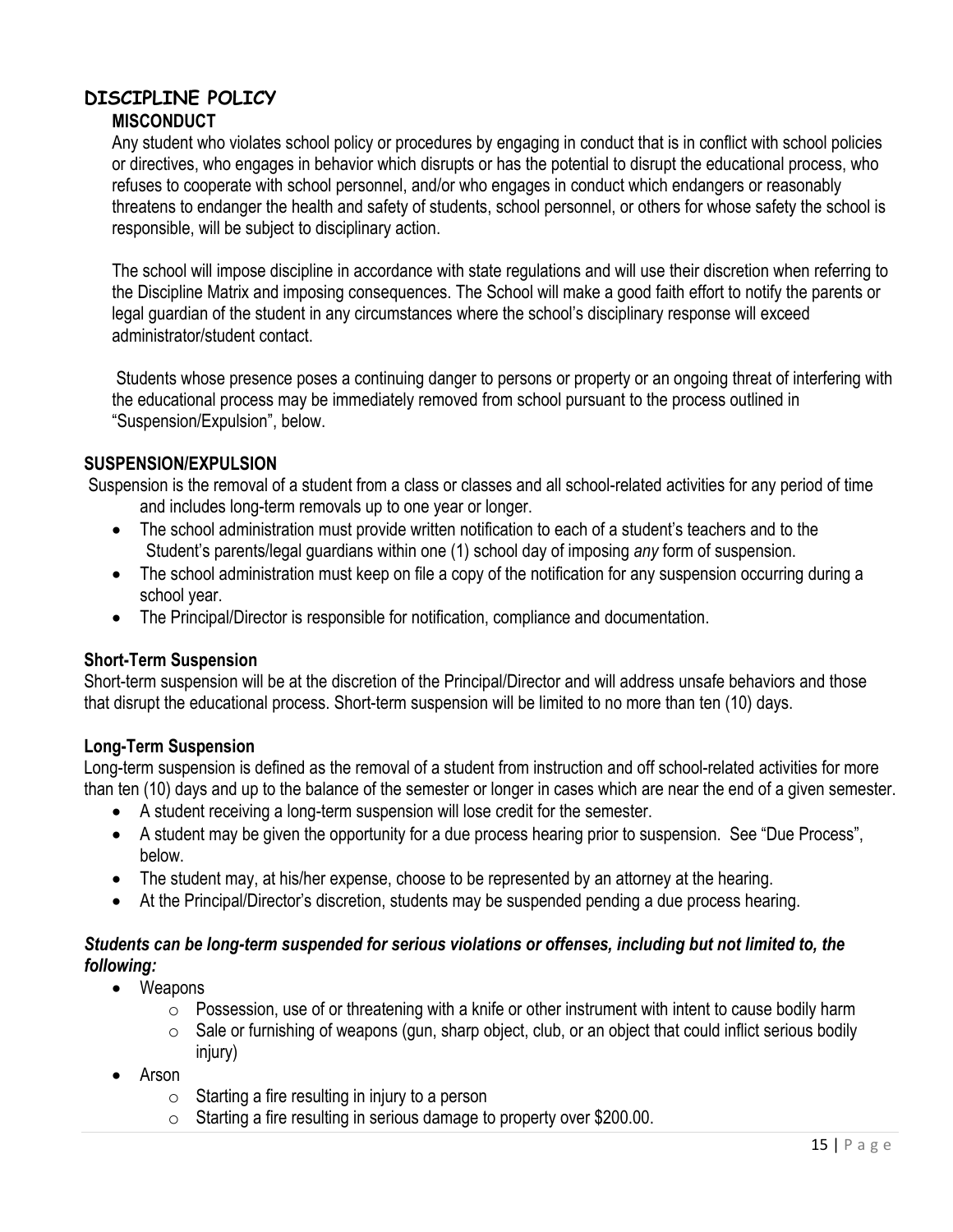## DISCIPLINE POLICY

### MISCONDUCT

Any student who violates school policy or procedures by engaging in conduct that is in conflict with school policies or directives, who engages in behavior which disrupts or has the potential to disrupt the educational process, who refuses to cooperate with school personnel, and/or who engages in conduct which endangers or reasonably threatens to endanger the health and safety of students, school personnel, or others for whose safety the school is responsible, will be subject to disciplinary action.

The school will impose discipline in accordance with state regulations and will use their discretion when referring to the Discipline Matrix and imposing consequences. The School will make a good faith effort to notify the parents or legal guardian of the student in any circumstances where the school's disciplinary response will exceed administrator/student contact.

Students whose presence poses a continuing danger to persons or property or an ongoing threat of interfering with the educational process may be immediately removed from school pursuant to the process outlined in "Suspension/Expulsion", below.

### SUSPENSION/EXPULSION

Suspension is the removal of a student from a class or classes and all school-related activities for any period of time and includes long-term removals up to one year or longer.

- The school administration must provide written notification to each of a student's teachers and to the Student's parents/legal guardians within one (1) school day of imposing *any* form of suspension.
- The school administration must keep on file a copy of the notification for any suspension occurring during a school year.
- The Principal/Director is responsible for notification, compliance and documentation.

### Short-Term Suspension

Short-term suspension will be at the discretion of the Principal/Director and will address unsafe behaviors and those that disrupt the educational process. Short-term suspension will be limited to no more than ten (10) days.

### Long-Term Suspension

Long-term suspension is defined as the removal of a student from instruction and off school-related activities for more than ten (10) days and up to the balance of the semester or longer in cases which are near the end of a given semester.

- A student receiving a long-term suspension will lose credit for the semester.
- A student may be given the opportunity for a due process hearing prior to suspension. See "Due Process", below.
- The student may, at his/her expense, choose to be represented by an attorney at the hearing.
- At the Principal/Director's discretion, students may be suspended pending a due process hearing.

***Students can be long-term suspended for serious violations or offenses, including but not limited to, the following:***

- Weapons
  - Possession, use of or threatening with a knife or other instrument with intent to cause bodily harm
  - Sale or furnishing of weapons (gun, sharp object, club, or an object that could inflict serious bodily injury)
- Arson
  - Starting a fire resulting in injury to a person
  - Starting a fire resulting in serious damage to property over $200.00.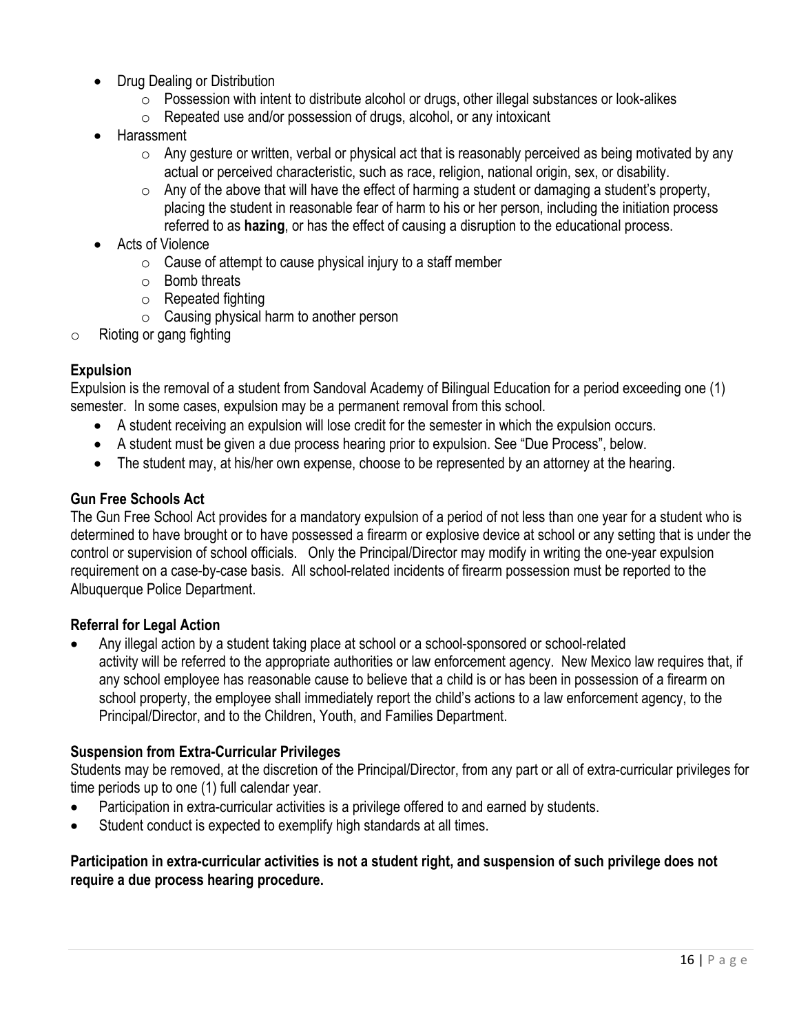- Drug Dealing or Distribution
  - Possession with intent to distribute alcohol or drugs, other illegal substances or look-alikes
  - Repeated use and/or possession of drugs, alcohol, or any intoxicant
- Harassment
  - Any gesture or written, verbal or physical act that is reasonably perceived as being motivated by any actual or perceived characteristic, such as race, religion, national origin, sex, or disability.
  - Any of the above that will have the effect of harming a student or damaging a student's property, placing the student in reasonable fear of harm to his or her person, including the initiation process referred to as **hazing**, or has the effect of causing a disruption to the educational process.
- Acts of Violence
  - Cause of attempt to cause physical injury to a staff member
  - Bomb threats
  - Repeated fighting
  - Causing physical harm to another person
- Rioting or gang fighting

**Expulsion**

Expulsion is the removal of a student from Sandoval Academy of Bilingual Education for a period exceeding one (1) semester. In some cases, expulsion may be a permanent removal from this school.

- A student receiving an expulsion will lose credit for the semester in which the expulsion occurs.
- A student must be given a due process hearing prior to expulsion. See "Due Process", below.
- The student may, at his/her own expense, choose to be represented by an attorney at the hearing.

**Gun Free Schools Act**

The Gun Free School Act provides for a mandatory expulsion of a period of not less than one year for a student who is determined to have brought or to have possessed a firearm or explosive device at school or any setting that is under the control or supervision of school officials. Only the Principal/Director may modify in writing the one-year expulsion requirement on a case-by-case basis. All school-related incidents of firearm possession must be reported to the Albuquerque Police Department.

**Referral for Legal Action**

- Any illegal action by a student taking place at school or a school-sponsored or school-related activity will be referred to the appropriate authorities or law enforcement agency. New Mexico law requires that, if any school employee has reasonable cause to believe that a child is or has been in possession of a firearm on school property, the employee shall immediately report the child's actions to a law enforcement agency, to the Principal/Director, and to the Children, Youth, and Families Department.

**Suspension from Extra-Curricular Privileges**

Students may be removed, at the discretion of the Principal/Director, from any part or all of extra-curricular privileges for time periods up to one (1) full calendar year.

- Participation in extra-curricular activities is a privilege offered to and earned by students.
- Student conduct is expected to exemplify high standards at all times.

**Participation in extra-curricular activities is not a student right, and suspension of such privilege does not require a due process hearing procedure.**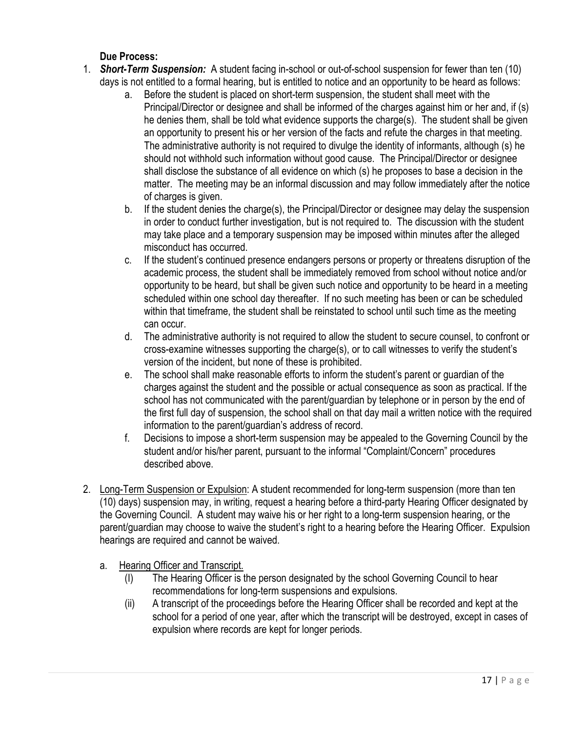**Due Process:**

1. ***Short-Term Suspension:*** A student facing in-school or out-of-school suspension for fewer than ten (10) days is not entitled to a formal hearing, but is entitled to notice and an opportunity to be heard as follows:
    a. Before the student is placed on short-term suspension, the student shall meet with the Principal/Director or designee and shall be informed of the charges against him or her and, if (s) he denies them, shall be told what evidence supports the charge(s). The student shall be given an opportunity to present his or her version of the facts and refute the charges in that meeting. The administrative authority is not required to divulge the identity of informants, although (s) he should not withhold such information without good cause. The Principal/Director or designee shall disclose the substance of all evidence on which (s) he proposes to base a decision in the matter. The meeting may be an informal discussion and may follow immediately after the notice of charges is given.
    b. If the student denies the charge(s), the Principal/Director or designee may delay the suspension in order to conduct further investigation, but is not required to. The discussion with the student may take place and a temporary suspension may be imposed within minutes after the alleged misconduct has occurred.
    c. If the student's continued presence endangers persons or property or threatens disruption of the academic process, the student shall be immediately removed from school without notice and/or opportunity to be heard, but shall be given such notice and opportunity to be heard in a meeting scheduled within one school day thereafter. If no such meeting has been or can be scheduled within that timeframe, the student shall be reinstated to school until such time as the meeting can occur.
    d. The administrative authority is not required to allow the student to secure counsel, to confront or cross-examine witnesses supporting the charge(s), or to call witnesses to verify the student's version of the incident, but none of these is prohibited.
    e. The school shall make reasonable efforts to inform the student's parent or guardian of the charges against the student and the possible or actual consequence as soon as practical. If the school has not communicated with the parent/guardian by telephone or in person by the end of the first full day of suspension, the school shall on that day mail a written notice with the required information to the parent/guardian's address of record.
    f. Decisions to impose a short-term suspension may be appealed to the Governing Council by the student and/or his/her parent, pursuant to the informal "Complaint/Concern" procedures described above.

2. <u>Long-Term Suspension or Expulsion</u>: A student recommended for long-term suspension (more than ten (10) days) suspension may, in writing, request a hearing before a third-party Hearing Officer designated by the Governing Council. A student may waive his or her right to a long-term suspension hearing, or the parent/guardian may choose to waive the student's right to a hearing before the Hearing Officer. Expulsion hearings are required and cannot be waived.

    a. <u>Hearing Officer and Transcript.</u>
        (I) The Hearing Officer is the person designated by the school Governing Council to hear recommendations for long-term suspensions and expulsions.
        (ii) A transcript of the proceedings before the Hearing Officer shall be recorded and kept at the school for a period of one year, after which the transcript will be destroyed, except in cases of expulsion where records are kept for longer periods.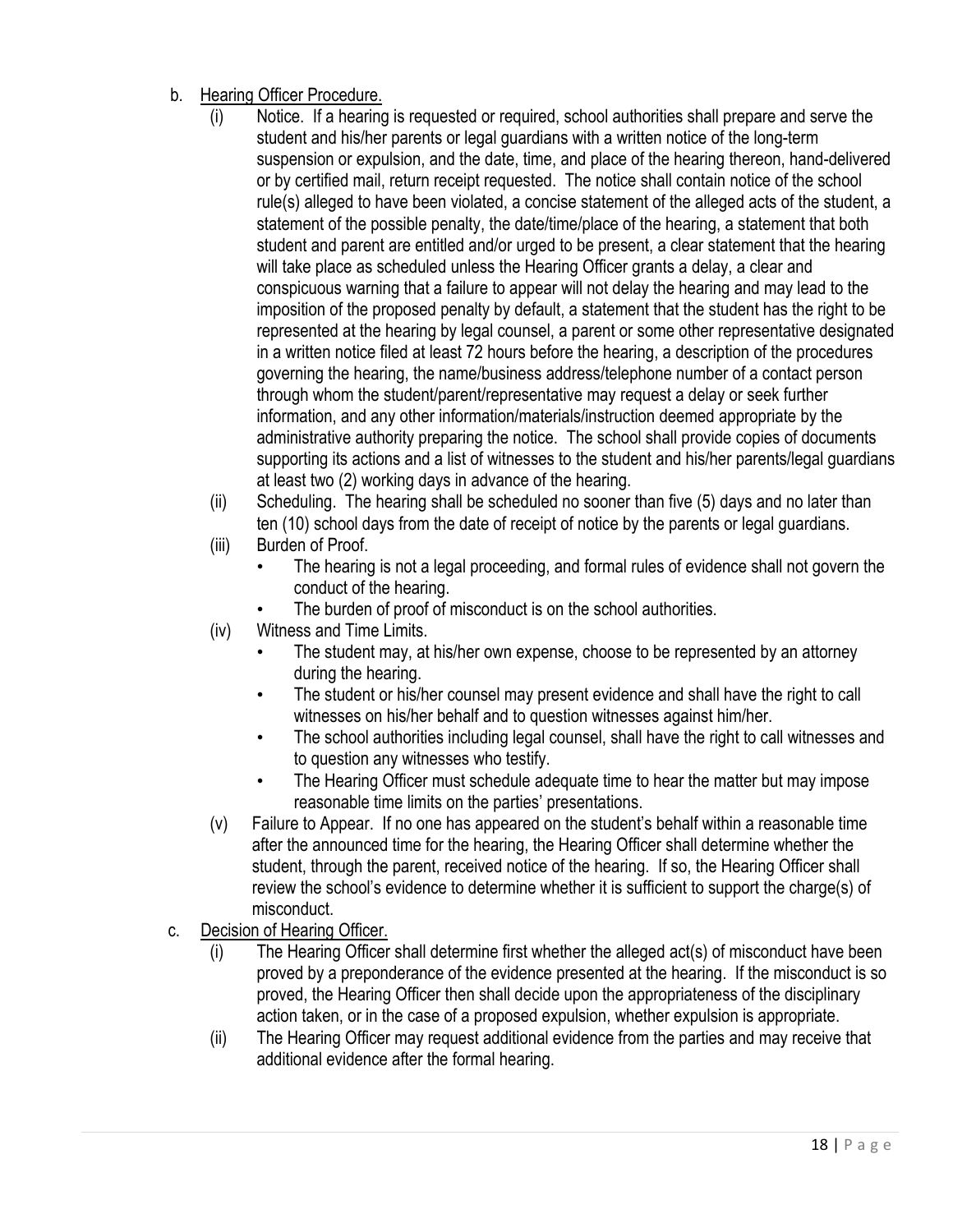b. <u>Hearing Officer Procedure.</u>

   (i) Notice. If a hearing is requested or required, school authorities shall prepare and serve the student and his/her parents or legal guardians with a written notice of the long-term suspension or expulsion, and the date, time, and place of the hearing thereon, hand-delivered or by certified mail, return receipt requested. The notice shall contain notice of the school rule(s) alleged to have been violated, a concise statement of the alleged acts of the student, a statement of the possible penalty, the date/time/place of the hearing, a statement that both student and parent are entitled and/or urged to be present, a clear statement that the hearing will take place as scheduled unless the Hearing Officer grants a delay, a clear and conspicuous warning that a failure to appear will not delay the hearing and may lead to the imposition of the proposed penalty by default, a statement that the student has the right to be represented at the hearing by legal counsel, a parent or some other representative designated in a written notice filed at least 72 hours before the hearing, a description of the procedures governing the hearing, the name/business address/telephone number of a contact person through whom the student/parent/representative may request a delay or seek further information, and any other information/materials/instruction deemed appropriate by the administrative authority preparing the notice. The school shall provide copies of documents supporting its actions and a list of witnesses to the student and his/her parents/legal guardians at least two (2) working days in advance of the hearing.

   (ii) Scheduling. The hearing shall be scheduled no sooner than five (5) days and no later than ten (10) school days from the date of receipt of notice by the parents or legal guardians.

   (iii) Burden of Proof.
   - The hearing is not a legal proceeding, and formal rules of evidence shall not govern the conduct of the hearing.
   - The burden of proof of misconduct is on the school authorities.

   (iv) Witness and Time Limits.
   - The student may, at his/her own expense, choose to be represented by an attorney during the hearing.
   - The student or his/her counsel may present evidence and shall have the right to call witnesses on his/her behalf and to question witnesses against him/her.
   - The school authorities including legal counsel, shall have the right to call witnesses and to question any witnesses who testify.
   - The Hearing Officer must schedule adequate time to hear the matter but may impose reasonable time limits on the parties' presentations.

   (v) Failure to Appear. If no one has appeared on the student's behalf within a reasonable time after the announced time for the hearing, the Hearing Officer shall determine whether the student, through the parent, received notice of the hearing. If so, the Hearing Officer shall review the school's evidence to determine whether it is sufficient to support the charge(s) of misconduct.

c. <u>Decision of Hearing Officer.</u>

   (i) The Hearing Officer shall determine first whether the alleged act(s) of misconduct have been proved by a preponderance of the evidence presented at the hearing. If the misconduct is so proved, the Hearing Officer then shall decide upon the appropriateness of the disciplinary action taken, or in the case of a proposed expulsion, whether expulsion is appropriate.

   (ii) The Hearing Officer may request additional evidence from the parties and may receive that additional evidence after the formal hearing.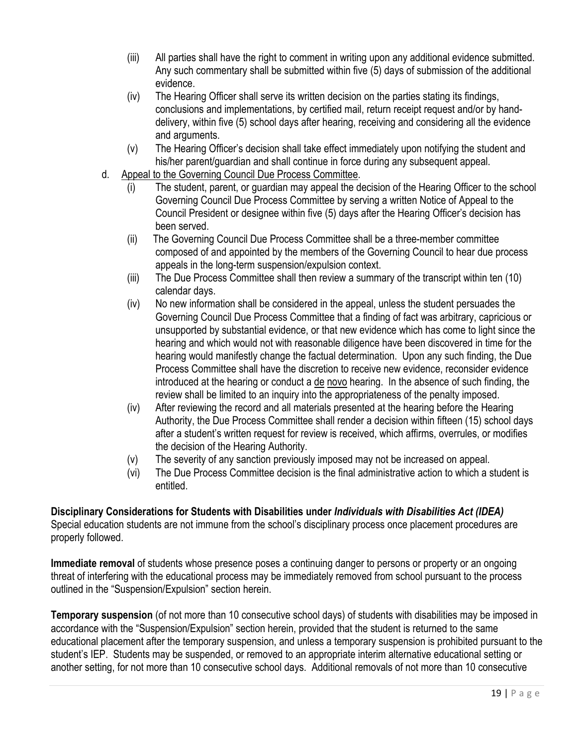(iii) All parties shall have the right to comment in writing upon any additional evidence submitted. Any such commentary shall be submitted within five (5) days of submission of the additional evidence.

(iv) The Hearing Officer shall serve its written decision on the parties stating its findings, conclusions and implementations, by certified mail, return receipt request and/or by hand-delivery, within five (5) school days after hearing, receiving and considering all the evidence and arguments.

(v) The Hearing Officer's decision shall take effect immediately upon notifying the student and his/her parent/guardian and shall continue in force during any subsequent appeal.

d. Appeal to the Governing Council Due Process Committee.

(i) The student, parent, or guardian may appeal the decision of the Hearing Officer to the school Governing Council Due Process Committee by serving a written Notice of Appeal to the Council President or designee within five (5) days after the Hearing Officer's decision has been served.

(ii) The Governing Council Due Process Committee shall be a three-member committee composed of and appointed by the members of the Governing Council to hear due process appeals in the long-term suspension/expulsion context.

(iii) The Due Process Committee shall then review a summary of the transcript within ten (10) calendar days.

(iv) No new information shall be considered in the appeal, unless the student persuades the Governing Council Due Process Committee that a finding of fact was arbitrary, capricious or unsupported by substantial evidence, or that new evidence which has come to light since the hearing and which would not with reasonable diligence have been discovered in time for the hearing would manifestly change the factual determination. Upon any such finding, the Due Process Committee shall have the discretion to receive new evidence, reconsider evidence introduced at the hearing or conduct a de novo hearing. In the absence of such finding, the review shall be limited to an inquiry into the appropriateness of the penalty imposed.

(iv) After reviewing the record and all materials presented at the hearing before the Hearing Authority, the Due Process Committee shall render a decision within fifteen (15) school days after a student's written request for review is received, which affirms, overrules, or modifies the decision of the Hearing Authority.

(v) The severity of any sanction previously imposed may not be increased on appeal.

(vi) The Due Process Committee decision is the final administrative action to which a student is entitled.

**Disciplinary Considerations for Students with Disabilities under *Individuals with Disabilities Act (IDEA)***

Special education students are not immune from the school's disciplinary process once placement procedures are properly followed.

**Immediate removal** of students whose presence poses a continuing danger to persons or property or an ongoing threat of interfering with the educational process may be immediately removed from school pursuant to the process outlined in the "Suspension/Expulsion" section herein.

**Temporary suspension** (of not more than 10 consecutive school days) of students with disabilities may be imposed in accordance with the "Suspension/Expulsion" section herein, provided that the student is returned to the same educational placement after the temporary suspension, and unless a temporary suspension is prohibited pursuant to the student's IEP. Students may be suspended, or removed to an appropriate interim alternative educational setting or another setting, for not more than 10 consecutive school days. Additional removals of not more than 10 consecutive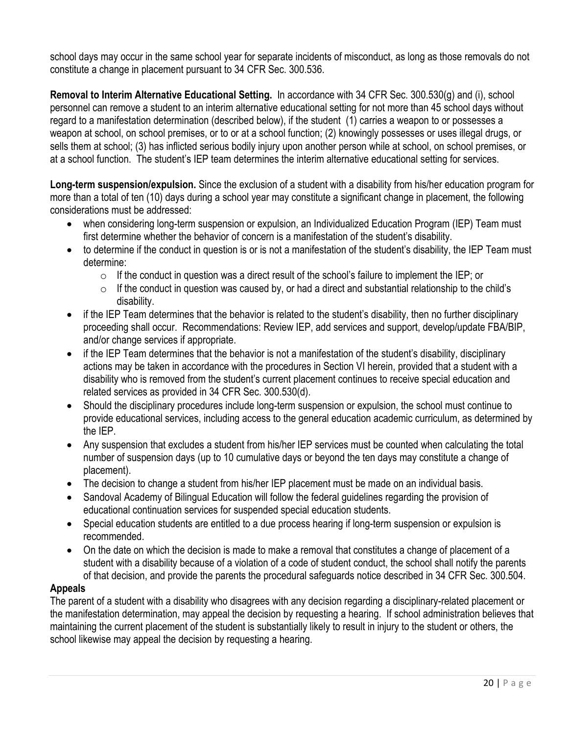school days may occur in the same school year for separate incidents of misconduct, as long as those removals do not constitute a change in placement pursuant to 34 CFR Sec. 300.536.

**Removal to Interim Alternative Educational Setting.** In accordance with 34 CFR Sec. 300.530(g) and (i), school personnel can remove a student to an interim alternative educational setting for not more than 45 school days without regard to a manifestation determination (described below), if the student (1) carries a weapon to or possesses a weapon at school, on school premises, or to or at a school function; (2) knowingly possesses or uses illegal drugs, or sells them at school; (3) has inflicted serious bodily injury upon another person while at school, on school premises, or at a school function. The student's IEP team determines the interim alternative educational setting for services.

**Long-term suspension/expulsion.** Since the exclusion of a student with a disability from his/her education program for more than a total of ten (10) days during a school year may constitute a significant change in placement, the following considerations must be addressed:

- when considering long-term suspension or expulsion, an Individualized Education Program (IEP) Team must first determine whether the behavior of concern is a manifestation of the student's disability.
- to determine if the conduct in question is or is not a manifestation of the student's disability, the IEP Team must determine:
  - If the conduct in question was a direct result of the school's failure to implement the IEP; or
  - If the conduct in question was caused by, or had a direct and substantial relationship to the child's disability.
- if the IEP Team determines that the behavior is related to the student's disability, then no further disciplinary proceeding shall occur. Recommendations: Review IEP, add services and support, develop/update FBA/BIP, and/or change services if appropriate.
- if the IEP Team determines that the behavior is not a manifestation of the student's disability, disciplinary actions may be taken in accordance with the procedures in Section VI herein, provided that a student with a disability who is removed from the student's current placement continues to receive special education and related services as provided in 34 CFR Sec. 300.530(d).
- Should the disciplinary procedures include long-term suspension or expulsion, the school must continue to provide educational services, including access to the general education academic curriculum, as determined by the IEP.
- Any suspension that excludes a student from his/her IEP services must be counted when calculating the total number of suspension days (up to 10 cumulative days or beyond the ten days may constitute a change of placement).
- The decision to change a student from his/her IEP placement must be made on an individual basis.
- Sandoval Academy of Bilingual Education will follow the federal guidelines regarding the provision of educational continuation services for suspended special education students.
- Special education students are entitled to a due process hearing if long-term suspension or expulsion is recommended.
- On the date on which the decision is made to make a removal that constitutes a change of placement of a student with a disability because of a violation of a code of student conduct, the school shall notify the parents of that decision, and provide the parents the procedural safeguards notice described in 34 CFR Sec. 300.504.

**Appeals**

The parent of a student with a disability who disagrees with any decision regarding a disciplinary-related placement or the manifestation determination, may appeal the decision by requesting a hearing. If school administration believes that maintaining the current placement of the student is substantially likely to result in injury to the student or others, the school likewise may appeal the decision by requesting a hearing.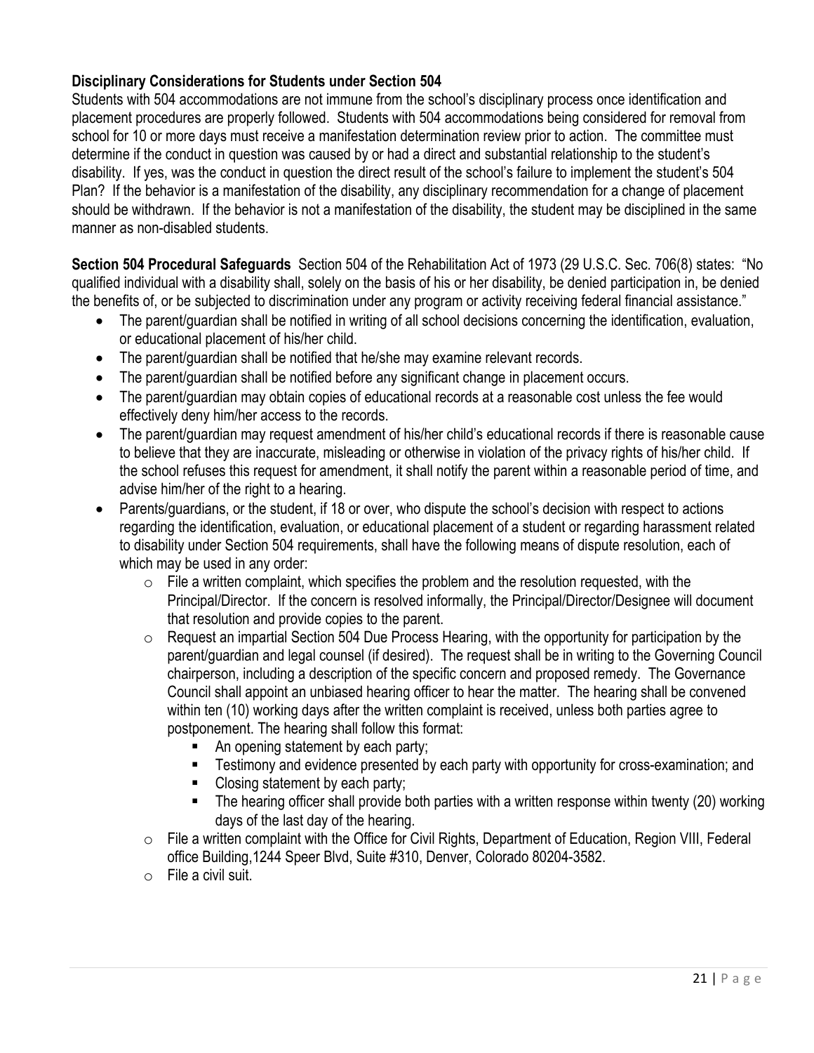**Disciplinary Considerations for Students under Section 504**

Students with 504 accommodations are not immune from the school's disciplinary process once identification and placement procedures are properly followed. Students with 504 accommodations being considered for removal from school for 10 or more days must receive a manifestation determination review prior to action. The committee must determine if the conduct in question was caused by or had a direct and substantial relationship to the student's disability. If yes, was the conduct in question the direct result of the school's failure to implement the student's 504 Plan? If the behavior is a manifestation of the disability, any disciplinary recommendation for a change of placement should be withdrawn. If the behavior is not a manifestation of the disability, the student may be disciplined in the same manner as non-disabled students.

**Section 504 Procedural Safeguards** Section 504 of the Rehabilitation Act of 1973 (29 U.S.C. Sec. 706(8) states: "No qualified individual with a disability shall, solely on the basis of his or her disability, be denied participation in, be denied the benefits of, or be subjected to discrimination under any program or activity receiving federal financial assistance."

- The parent/guardian shall be notified in writing of all school decisions concerning the identification, evaluation, or educational placement of his/her child.
- The parent/guardian shall be notified that he/she may examine relevant records.
- The parent/guardian shall be notified before any significant change in placement occurs.
- The parent/guardian may obtain copies of educational records at a reasonable cost unless the fee would effectively deny him/her access to the records.
- The parent/guardian may request amendment of his/her child's educational records if there is reasonable cause to believe that they are inaccurate, misleading or otherwise in violation of the privacy rights of his/her child. If the school refuses this request for amendment, it shall notify the parent within a reasonable period of time, and advise him/her of the right to a hearing.
- Parents/guardians, or the student, if 18 or over, who dispute the school's decision with respect to actions regarding the identification, evaluation, or educational placement of a student or regarding harassment related to disability under Section 504 requirements, shall have the following means of dispute resolution, each of which may be used in any order:
  - File a written complaint, which specifies the problem and the resolution requested, with the Principal/Director. If the concern is resolved informally, the Principal/Director/Designee will document that resolution and provide copies to the parent.
  - Request an impartial Section 504 Due Process Hearing, with the opportunity for participation by the parent/guardian and legal counsel (if desired). The request shall be in writing to the Governing Council chairperson, including a description of the specific concern and proposed remedy. The Governance Council shall appoint an unbiased hearing officer to hear the matter. The hearing shall be convened within ten (10) working days after the written complaint is received, unless both parties agree to postponement. The hearing shall follow this format:
    - An opening statement by each party;
    - Testimony and evidence presented by each party with opportunity for cross-examination; and
    - Closing statement by each party;
    - The hearing officer shall provide both parties with a written response within twenty (20) working days of the last day of the hearing.
  - File a written complaint with the Office for Civil Rights, Department of Education, Region VIII, Federal office Building,1244 Speer Blvd, Suite #310, Denver, Colorado 80204-3582.
  - File a civil suit.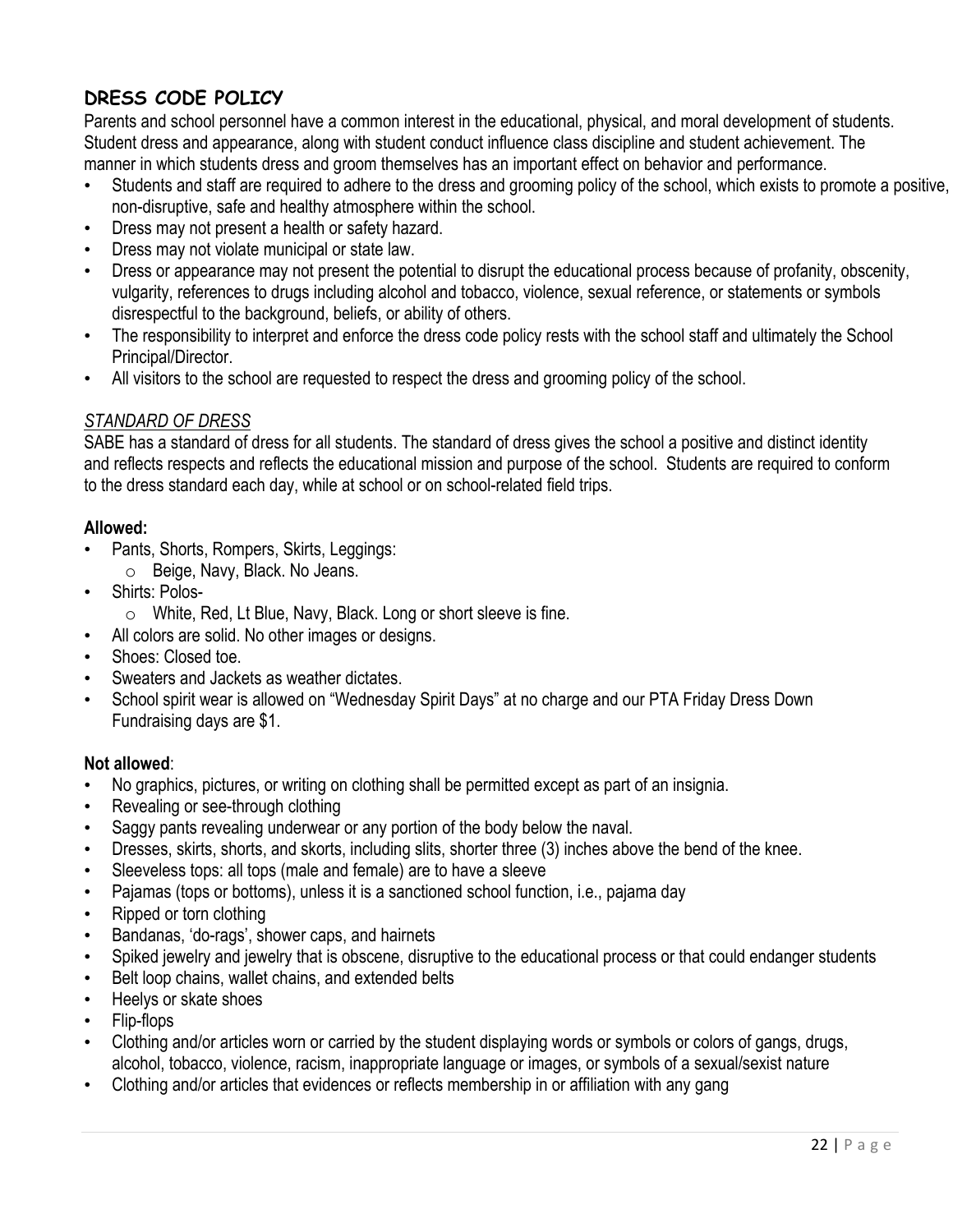## DRESS CODE POLICY

Parents and school personnel have a common interest in the educational, physical, and moral development of students. Student dress and appearance, along with student conduct influence class discipline and student achievement. The manner in which students dress and groom themselves has an important effect on behavior and performance.

- Students and staff are required to adhere to the dress and grooming policy of the school, which exists to promote a positive, non-disruptive, safe and healthy atmosphere within the school.
- Dress may not present a health or safety hazard.
- Dress may not violate municipal or state law.
- Dress or appearance may not present the potential to disrupt the educational process because of profanity, obscenity, vulgarity, references to drugs including alcohol and tobacco, violence, sexual reference, or statements or symbols disrespectful to the background, beliefs, or ability of others.
- The responsibility to interpret and enforce the dress code policy rests with the school staff and ultimately the School Principal/Director.
- All visitors to the school are requested to respect the dress and grooming policy of the school.

### *STANDARD OF DRESS*

SABE has a standard of dress for all students. The standard of dress gives the school a positive and distinct identity and reflects respects and reflects the educational mission and purpose of the school. Students are required to conform to the dress standard each day, while at school or on school-related field trips.

**Allowed:**

- Pants, Shorts, Rompers, Skirts, Leggings:
  - Beige, Navy, Black. No Jeans.
- Shirts: Polos-
  - White, Red, Lt Blue, Navy, Black. Long or short sleeve is fine.
- All colors are solid. No other images or designs.
- Shoes: Closed toe.
- Sweaters and Jackets as weather dictates.
- School spirit wear is allowed on “Wednesday Spirit Days” at no charge and our PTA Friday Dress Down Fundraising days are $1.

**Not allowed**:

- No graphics, pictures, or writing on clothing shall be permitted except as part of an insignia.
- Revealing or see-through clothing
- Saggy pants revealing underwear or any portion of the body below the naval.
- Dresses, skirts, shorts, and skorts, including slits, shorter three (3) inches above the bend of the knee.
- Sleeveless tops: all tops (male and female) are to have a sleeve
- Pajamas (tops or bottoms), unless it is a sanctioned school function, i.e., pajama day
- Ripped or torn clothing
- Bandanas, ‘do-rags’, shower caps, and hairnets
- Spiked jewelry and jewelry that is obscene, disruptive to the educational process or that could endanger students
- Belt loop chains, wallet chains, and extended belts
- Heelys or skate shoes
- Flip-flops
- Clothing and/or articles worn or carried by the student displaying words or symbols or colors of gangs, drugs, alcohol, tobacco, violence, racism, inappropriate language or images, or symbols of a sexual/sexist nature
- Clothing and/or articles that evidences or reflects membership in or affiliation with any gang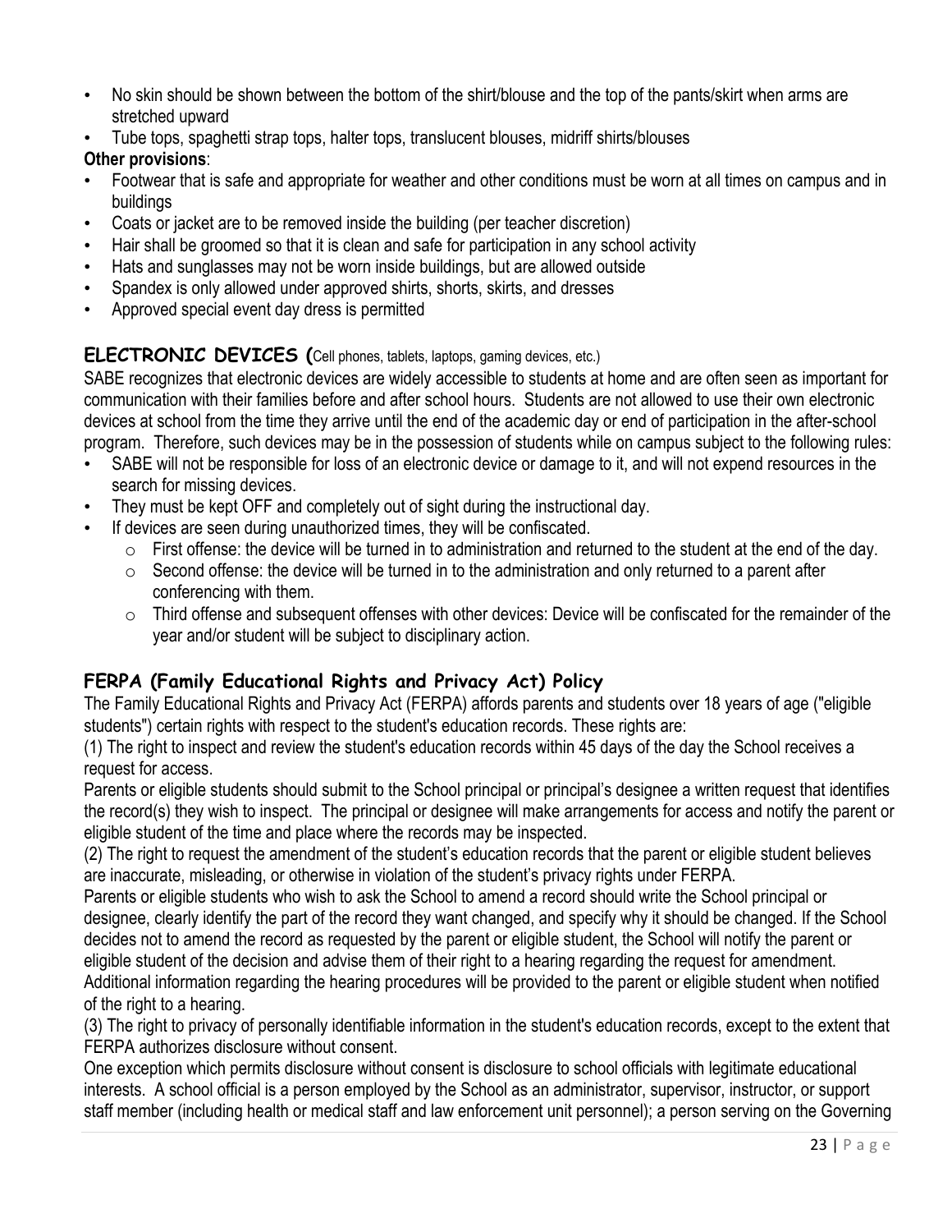- No skin should be shown between the bottom of the shirt/blouse and the top of the pants/skirt when arms are stretched upward
- Tube tops, spaghetti strap tops, halter tops, translucent blouses, midriff shirts/blouses

**Other provisions**:

- Footwear that is safe and appropriate for weather and other conditions must be worn at all times on campus and in buildings
- Coats or jacket are to be removed inside the building (per teacher discretion)
- Hair shall be groomed so that it is clean and safe for participation in any school activity
- Hats and sunglasses may not be worn inside buildings, but are allowed outside
- Spandex is only allowed under approved shirts, shorts, skirts, and dresses
- Approved special event day dress is permitted

## ELECTRONIC DEVICES (Cell phones, tablets, laptops, gaming devices, etc.)

SABE recognizes that electronic devices are widely accessible to students at home and are often seen as important for communication with their families before and after school hours. Students are not allowed to use their own electronic devices at school from the time they arrive until the end of the academic day or end of participation in the after-school program. Therefore, such devices may be in the possession of students while on campus subject to the following rules:

- SABE will not be responsible for loss of an electronic device or damage to it, and will not expend resources in the search for missing devices.
- They must be kept OFF and completely out of sight during the instructional day.
- If devices are seen during unauthorized times, they will be confiscated.
  - First offense: the device will be turned in to administration and returned to the student at the end of the day.
  - Second offense: the device will be turned in to the administration and only returned to a parent after conferencing with them.
  - Third offense and subsequent offenses with other devices: Device will be confiscated for the remainder of the year and/or student will be subject to disciplinary action.

## FERPA (Family Educational Rights and Privacy Act) Policy

The Family Educational Rights and Privacy Act (FERPA) affords parents and students over 18 years of age ("eligible students") certain rights with respect to the student's education records. These rights are:

(1) The right to inspect and review the student's education records within 45 days of the day the School receives a request for access.

Parents or eligible students should submit to the School principal or principal's designee a written request that identifies the record(s) they wish to inspect. The principal or designee will make arrangements for access and notify the parent or eligible student of the time and place where the records may be inspected.

(2) The right to request the amendment of the student's education records that the parent or eligible student believes are inaccurate, misleading, or otherwise in violation of the student's privacy rights under FERPA.

Parents or eligible students who wish to ask the School to amend a record should write the School principal or designee, clearly identify the part of the record they want changed, and specify why it should be changed. If the School decides not to amend the record as requested by the parent or eligible student, the School will notify the parent or eligible student of the decision and advise them of their right to a hearing regarding the request for amendment. Additional information regarding the hearing procedures will be provided to the parent or eligible student when notified of the right to a hearing.

(3) The right to privacy of personally identifiable information in the student's education records, except to the extent that FERPA authorizes disclosure without consent.

One exception which permits disclosure without consent is disclosure to school officials with legitimate educational interests. A school official is a person employed by the School as an administrator, supervisor, instructor, or support staff member (including health or medical staff and law enforcement unit personnel); a person serving on the Governing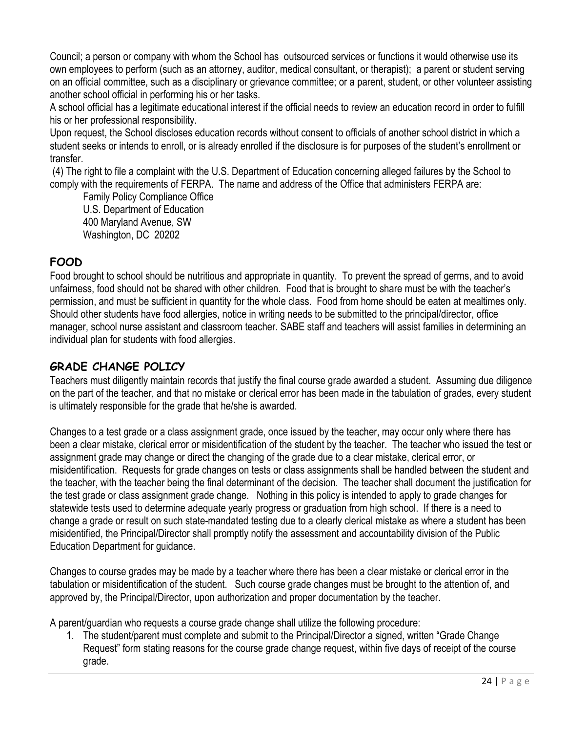Council; a person or company with whom the School has outsourced services or functions it would otherwise use its own employees to perform (such as an attorney, auditor, medical consultant, or therapist); a parent or student serving on an official committee, such as a disciplinary or grievance committee; or a parent, student, or other volunteer assisting another school official in performing his or her tasks.

A school official has a legitimate educational interest if the official needs to review an education record in order to fulfill his or her professional responsibility.

Upon request, the School discloses education records without consent to officials of another school district in which a student seeks or intends to enroll, or is already enrolled if the disclosure is for purposes of the student's enrollment or transfer.

(4) The right to file a complaint with the U.S. Department of Education concerning alleged failures by the School to comply with the requirements of FERPA. The name and address of the Office that administers FERPA are:

Family Policy Compliance Office
U.S. Department of Education
400 Maryland Avenue, SW
Washington, DC 20202

## FOOD

Food brought to school should be nutritious and appropriate in quantity. To prevent the spread of germs, and to avoid unfairness, food should not be shared with other children. Food that is brought to share must be with the teacher's permission, and must be sufficient in quantity for the whole class. Food from home should be eaten at mealtimes only. Should other students have food allergies, notice in writing needs to be submitted to the principal/director, office manager, school nurse assistant and classroom teacher. SABE staff and teachers will assist families in determining an individual plan for students with food allergies.

## GRADE CHANGE POLICY

Teachers must diligently maintain records that justify the final course grade awarded a student. Assuming due diligence on the part of the teacher, and that no mistake or clerical error has been made in the tabulation of grades, every student is ultimately responsible for the grade that he/she is awarded.

Changes to a test grade or a class assignment grade, once issued by the teacher, may occur only where there has been a clear mistake, clerical error or misidentification of the student by the teacher. The teacher who issued the test or assignment grade may change or direct the changing of the grade due to a clear mistake, clerical error, or misidentification. Requests for grade changes on tests or class assignments shall be handled between the student and the teacher, with the teacher being the final determinant of the decision. The teacher shall document the justification for the test grade or class assignment grade change. Nothing in this policy is intended to apply to grade changes for statewide tests used to determine adequate yearly progress or graduation from high school. If there is a need to change a grade or result on such state-mandated testing due to a clearly clerical mistake as where a student has been misidentified, the Principal/Director shall promptly notify the assessment and accountability division of the Public Education Department for guidance.

Changes to course grades may be made by a teacher where there has been a clear mistake or clerical error in the tabulation or misidentification of the student. Such course grade changes must be brought to the attention of, and approved by, the Principal/Director, upon authorization and proper documentation by the teacher.

A parent/guardian who requests a course grade change shall utilize the following procedure:

1. The student/parent must complete and submit to the Principal/Director a signed, written "Grade Change Request" form stating reasons for the course grade change request, within five days of receipt of the course grade.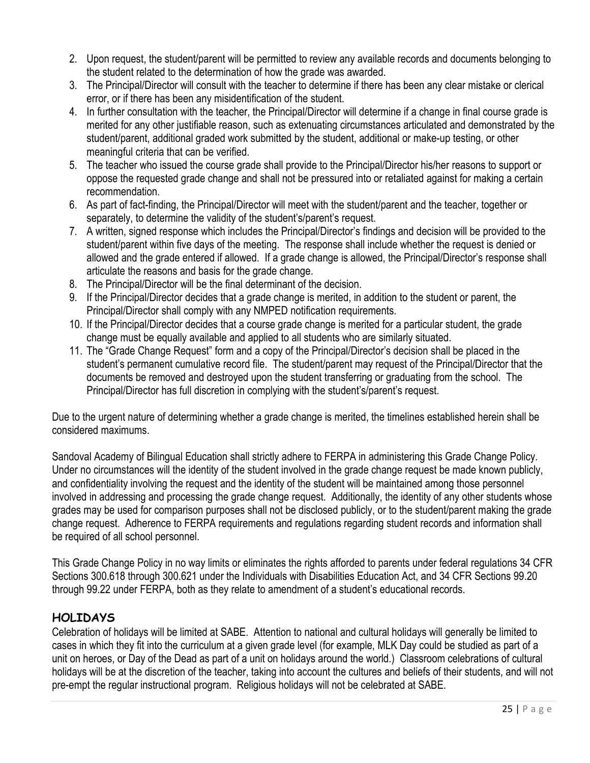2. Upon request, the student/parent will be permitted to review any available records and documents belonging to the student related to the determination of how the grade was awarded.
3. The Principal/Director will consult with the teacher to determine if there has been any clear mistake or clerical error, or if there has been any misidentification of the student.
4. In further consultation with the teacher, the Principal/Director will determine if a change in final course grade is merited for any other justifiable reason, such as extenuating circumstances articulated and demonstrated by the student/parent, additional graded work submitted by the student, additional or make-up testing, or other meaningful criteria that can be verified.
5. The teacher who issued the course grade shall provide to the Principal/Director his/her reasons to support or oppose the requested grade change and shall not be pressured into or retaliated against for making a certain recommendation.
6. As part of fact-finding, the Principal/Director will meet with the student/parent and the teacher, together or separately, to determine the validity of the student's/parent's request.
7. A written, signed response which includes the Principal/Director's findings and decision will be provided to the student/parent within five days of the meeting. The response shall include whether the request is denied or allowed and the grade entered if allowed. If a grade change is allowed, the Principal/Director's response shall articulate the reasons and basis for the grade change.
8. The Principal/Director will be the final determinant of the decision.
9. If the Principal/Director decides that a grade change is merited, in addition to the student or parent, the Principal/Director shall comply with any NMPED notification requirements.
10. If the Principal/Director decides that a course grade change is merited for a particular student, the grade change must be equally available and applied to all students who are similarly situated.
11. The "Grade Change Request" form and a copy of the Principal/Director's decision shall be placed in the student's permanent cumulative record file. The student/parent may request of the Principal/Director that the documents be removed and destroyed upon the student transferring or graduating from the school. The Principal/Director has full discretion in complying with the student's/parent's request.

Due to the urgent nature of determining whether a grade change is merited, the timelines established herein shall be considered maximums.

Sandoval Academy of Bilingual Education shall strictly adhere to FERPA in administering this Grade Change Policy. Under no circumstances will the identity of the student involved in the grade change request be made known publicly, and confidentiality involving the request and the identity of the student will be maintained among those personnel involved in addressing and processing the grade change request. Additionally, the identity of any other students whose grades may be used for comparison purposes shall not be disclosed publicly, or to the student/parent making the grade change request. Adherence to FERPA requirements and regulations regarding student records and information shall be required of all school personnel.

This Grade Change Policy in no way limits or eliminates the rights afforded to parents under federal regulations 34 CFR Sections 300.618 through 300.621 under the Individuals with Disabilities Education Act, and 34 CFR Sections 99.20 through 99.22 under FERPA, both as they relate to amendment of a student's educational records.

## HOLIDAYS

Celebration of holidays will be limited at SABE. Attention to national and cultural holidays will generally be limited to cases in which they fit into the curriculum at a given grade level (for example, MLK Day could be studied as part of a unit on heroes, or Day of the Dead as part of a unit on holidays around the world.) Classroom celebrations of cultural holidays will be at the discretion of the teacher, taking into account the cultures and beliefs of their students, and will not pre-empt the regular instructional program. Religious holidays will not be celebrated at SABE.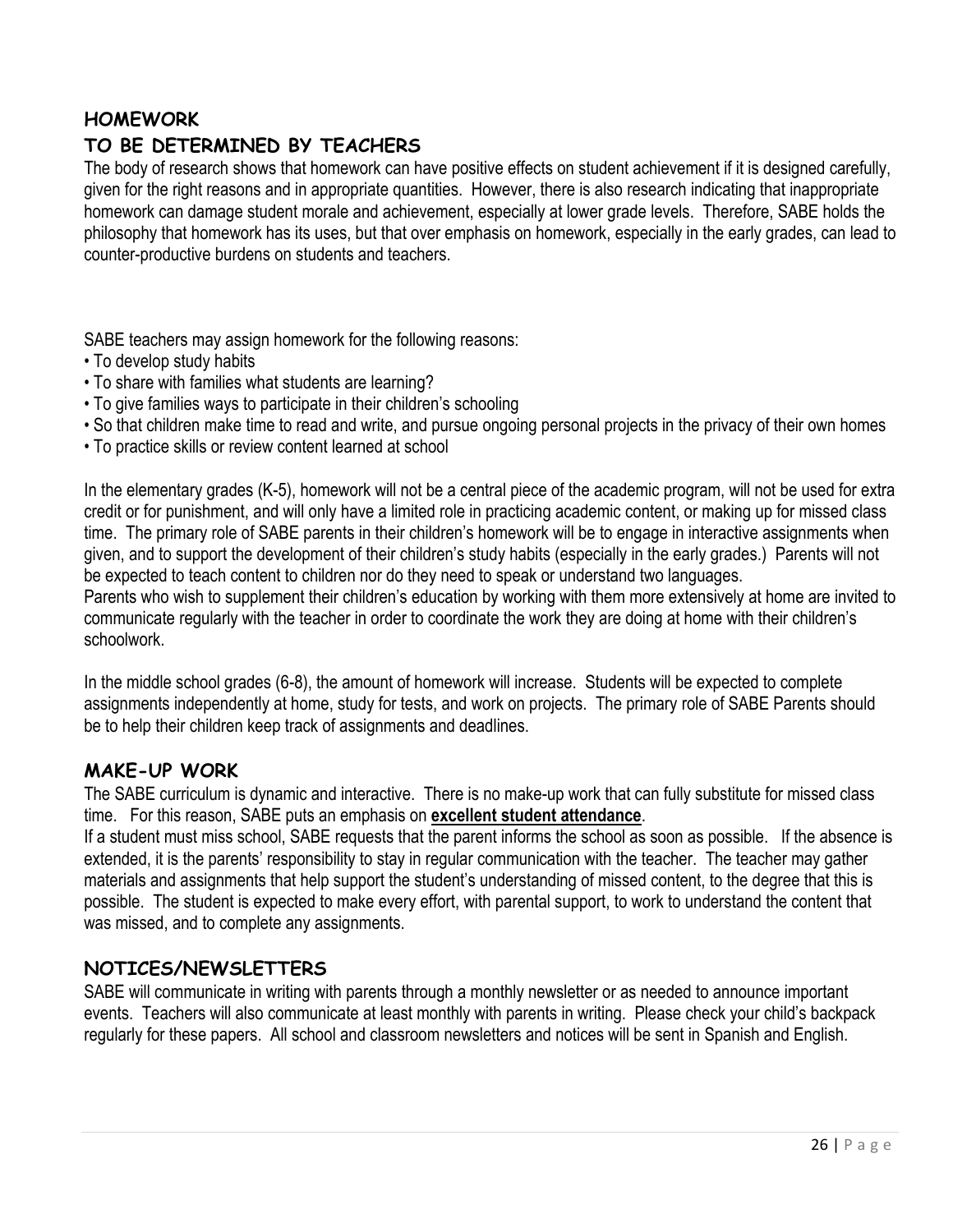## HOMEWORK

## TO BE DETERMINED BY TEACHERS

The body of research shows that homework can have positive effects on student achievement if it is designed carefully, given for the right reasons and in appropriate quantities. However, there is also research indicating that inappropriate homework can damage student morale and achievement, especially at lower grade levels. Therefore, SABE holds the philosophy that homework has its uses, but that over emphasis on homework, especially in the early grades, can lead to counter-productive burdens on students and teachers.

SABE teachers may assign homework for the following reasons:

- To develop study habits
- To share with families what students are learning?
- To give families ways to participate in their children's schooling
- So that children make time to read and write, and pursue ongoing personal projects in the privacy of their own homes
- To practice skills or review content learned at school

In the elementary grades (K-5), homework will not be a central piece of the academic program, will not be used for extra credit or for punishment, and will only have a limited role in practicing academic content, or making up for missed class time. The primary role of SABE parents in their children's homework will be to engage in interactive assignments when given, and to support the development of their children's study habits (especially in the early grades.) Parents will not be expected to teach content to children nor do they need to speak or understand two languages.

Parents who wish to supplement their children's education by working with them more extensively at home are invited to communicate regularly with the teacher in order to coordinate the work they are doing at home with their children's schoolwork.

In the middle school grades (6-8), the amount of homework will increase. Students will be expected to complete assignments independently at home, study for tests, and work on projects. The primary role of SABE Parents should be to help their children keep track of assignments and deadlines.

## MAKE-UP WORK

The SABE curriculum is dynamic and interactive. There is no make-up work that can fully substitute for missed class time. For this reason, SABE puts an emphasis on **excellent student attendance**.

If a student must miss school, SABE requests that the parent informs the school as soon as possible. If the absence is extended, it is the parents' responsibility to stay in regular communication with the teacher. The teacher may gather materials and assignments that help support the student's understanding of missed content, to the degree that this is possible. The student is expected to make every effort, with parental support, to work to understand the content that was missed, and to complete any assignments.

## NOTICES/NEWSLETTERS

SABE will communicate in writing with parents through a monthly newsletter or as needed to announce important events. Teachers will also communicate at least monthly with parents in writing. Please check your child's backpack regularly for these papers. All school and classroom newsletters and notices will be sent in Spanish and English.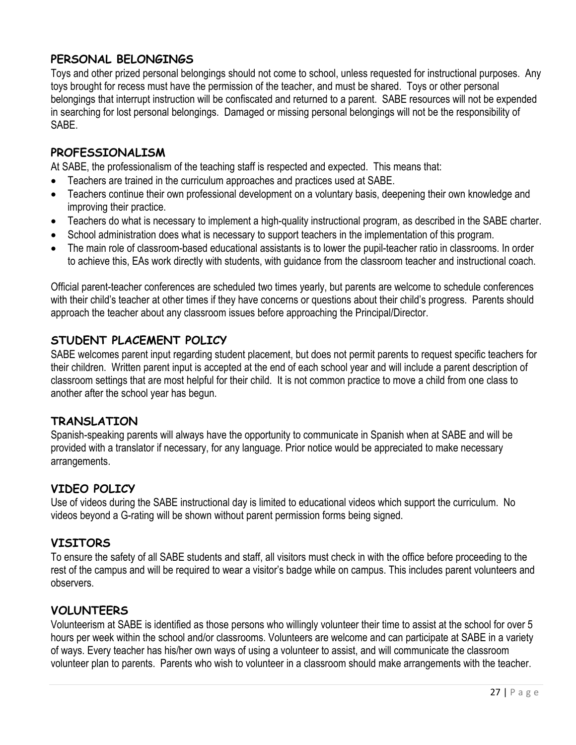## PERSONAL BELONGINGS

Toys and other prized personal belongings should not come to school, unless requested for instructional purposes. Any toys brought for recess must have the permission of the teacher, and must be shared. Toys or other personal belongings that interrupt instruction will be confiscated and returned to a parent. SABE resources will not be expended in searching for lost personal belongings. Damaged or missing personal belongings will not be the responsibility of SABE.

## PROFESSIONALISM

At SABE, the professionalism of the teaching staff is respected and expected. This means that:

- Teachers are trained in the curriculum approaches and practices used at SABE.
- Teachers continue their own professional development on a voluntary basis, deepening their own knowledge and improving their practice.
- Teachers do what is necessary to implement a high-quality instructional program, as described in the SABE charter.
- School administration does what is necessary to support teachers in the implementation of this program.
- The main role of classroom-based educational assistants is to lower the pupil-teacher ratio in classrooms. In order to achieve this, EAs work directly with students, with guidance from the classroom teacher and instructional coach.

Official parent-teacher conferences are scheduled two times yearly, but parents are welcome to schedule conferences with their child's teacher at other times if they have concerns or questions about their child's progress. Parents should approach the teacher about any classroom issues before approaching the Principal/Director.

## STUDENT PLACEMENT POLICY

SABE welcomes parent input regarding student placement, but does not permit parents to request specific teachers for their children. Written parent input is accepted at the end of each school year and will include a parent description of classroom settings that are most helpful for their child. It is not common practice to move a child from one class to another after the school year has begun.

## TRANSLATION

Spanish-speaking parents will always have the opportunity to communicate in Spanish when at SABE and will be provided with a translator if necessary, for any language. Prior notice would be appreciated to make necessary arrangements.

## VIDEO POLICY

Use of videos during the SABE instructional day is limited to educational videos which support the curriculum. No videos beyond a G-rating will be shown without parent permission forms being signed.

## VISITORS

To ensure the safety of all SABE students and staff, all visitors must check in with the office before proceeding to the rest of the campus and will be required to wear a visitor's badge while on campus. This includes parent volunteers and observers.

## VOLUNTEERS

Volunteerism at SABE is identified as those persons who willingly volunteer their time to assist at the school for over 5 hours per week within the school and/or classrooms. Volunteers are welcome and can participate at SABE in a variety of ways. Every teacher has his/her own ways of using a volunteer to assist, and will communicate the classroom volunteer plan to parents. Parents who wish to volunteer in a classroom should make arrangements with the teacher.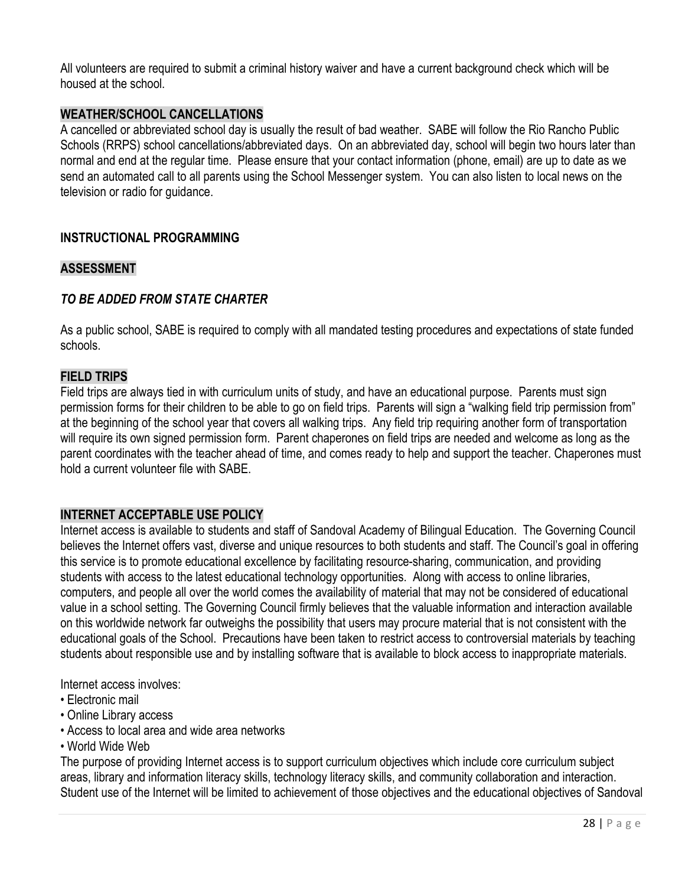All volunteers are required to submit a criminal history waiver and have a current background check which will be housed at the school.

## WEATHER/SCHOOL CANCELLATIONS

A cancelled or abbreviated school day is usually the result of bad weather. SABE will follow the Rio Rancho Public Schools (RRPS) school cancellations/abbreviated days. On an abbreviated day, school will begin two hours later than normal and end at the regular time. Please ensure that your contact information (phone, email) are up to date as we send an automated call to all parents using the School Messenger system. You can also listen to local news on the television or radio for guidance.

# INSTRUCTIONAL PROGRAMMING

## ASSESSMENT

***TO BE ADDED FROM STATE CHARTER***

As a public school, SABE is required to comply with all mandated testing procedures and expectations of state funded schools.

## FIELD TRIPS

Field trips are always tied in with curriculum units of study, and have an educational purpose. Parents must sign permission forms for their children to be able to go on field trips. Parents will sign a "walking field trip permission from" at the beginning of the school year that covers all walking trips. Any field trip requiring another form of transportation will require its own signed permission form. Parent chaperones on field trips are needed and welcome as long as the parent coordinates with the teacher ahead of time, and comes ready to help and support the teacher. Chaperones must hold a current volunteer file with SABE.

## INTERNET ACCEPTABLE USE POLICY

Internet access is available to students and staff of Sandoval Academy of Bilingual Education. The Governing Council believes the Internet offers vast, diverse and unique resources to both students and staff. The Council's goal in offering this service is to promote educational excellence by facilitating resource-sharing, communication, and providing students with access to the latest educational technology opportunities. Along with access to online libraries, computers, and people all over the world comes the availability of material that may not be considered of educational value in a school setting. The Governing Council firmly believes that the valuable information and interaction available on this worldwide network far outweighs the possibility that users may procure material that is not consistent with the educational goals of the School. Precautions have been taken to restrict access to controversial materials by teaching students about responsible use and by installing software that is available to block access to inappropriate materials.

Internet access involves:

- Electronic mail
- Online Library access
- Access to local area and wide area networks
- World Wide Web

The purpose of providing Internet access is to support curriculum objectives which include core curriculum subject areas, library and information literacy skills, technology literacy skills, and community collaboration and interaction. Student use of the Internet will be limited to achievement of those objectives and the educational objectives of Sandoval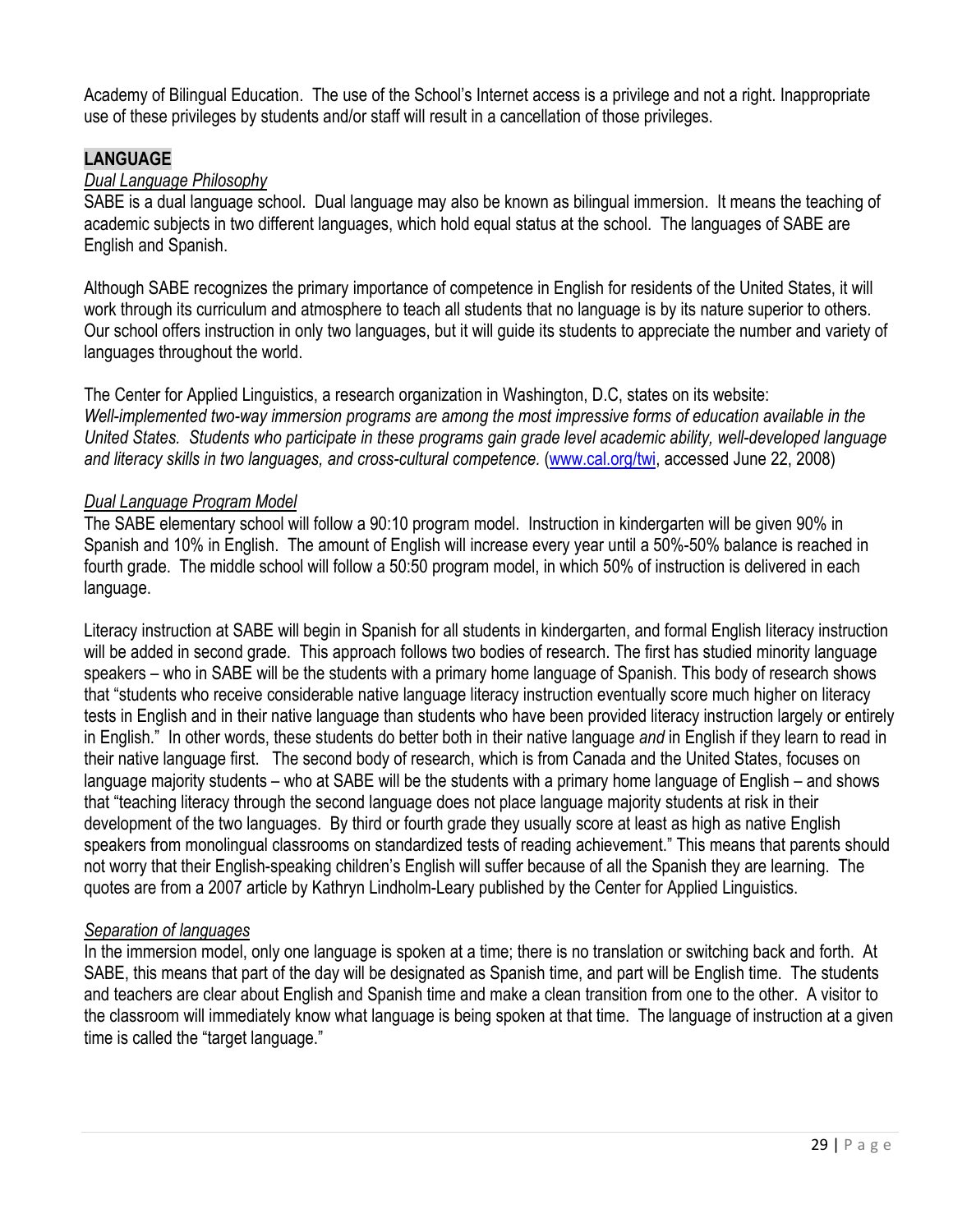Academy of Bilingual Education. The use of the School's Internet access is a privilege and not a right. Inappropriate use of these privileges by students and/or staff will result in a cancellation of those privileges.

## LANGUAGE

### *Dual Language Philosophy*

SABE is a dual language school. Dual language may also be known as bilingual immersion. It means the teaching of academic subjects in two different languages, which hold equal status at the school. The languages of SABE are English and Spanish.

Although SABE recognizes the primary importance of competence in English for residents of the United States, it will work through its curriculum and atmosphere to teach all students that no language is by its nature superior to others. Our school offers instruction in only two languages, but it will guide its students to appreciate the number and variety of languages throughout the world.

The Center for Applied Linguistics, a research organization in Washington, D.C, states on its website:
*Well-implemented two-way immersion programs are among the most impressive forms of education available in the United States. Students who participate in these programs gain grade level academic ability, well-developed language and literacy skills in two languages, and cross-cultural competence.* (www.cal.org/twi, accessed June 22, 2008)

### *Dual Language Program Model*

The SABE elementary school will follow a 90:10 program model. Instruction in kindergarten will be given 90% in Spanish and 10% in English. The amount of English will increase every year until a 50%-50% balance is reached in fourth grade. The middle school will follow a 50:50 program model, in which 50% of instruction is delivered in each language.

Literacy instruction at SABE will begin in Spanish for all students in kindergarten, and formal English literacy instruction will be added in second grade. This approach follows two bodies of research. The first has studied minority language speakers – who in SABE will be the students with a primary home language of Spanish. This body of research shows that "students who receive considerable native language literacy instruction eventually score much higher on literacy tests in English and in their native language than students who have been provided literacy instruction largely or entirely in English." In other words, these students do better both in their native language *and* in English if they learn to read in their native language first. The second body of research, which is from Canada and the United States, focuses on language majority students – who at SABE will be the students with a primary home language of English – and shows that "teaching literacy through the second language does not place language majority students at risk in their development of the two languages. By third or fourth grade they usually score at least as high as native English speakers from monolingual classrooms on standardized tests of reading achievement." This means that parents should not worry that their English-speaking children's English will suffer because of all the Spanish they are learning. The quotes are from a 2007 article by Kathryn Lindholm-Leary published by the Center for Applied Linguistics.

### *Separation of languages*

In the immersion model, only one language is spoken at a time; there is no translation or switching back and forth. At SABE, this means that part of the day will be designated as Spanish time, and part will be English time. The students and teachers are clear about English and Spanish time and make a clean transition from one to the other. A visitor to the classroom will immediately know what language is being spoken at that time. The language of instruction at a given time is called the "target language."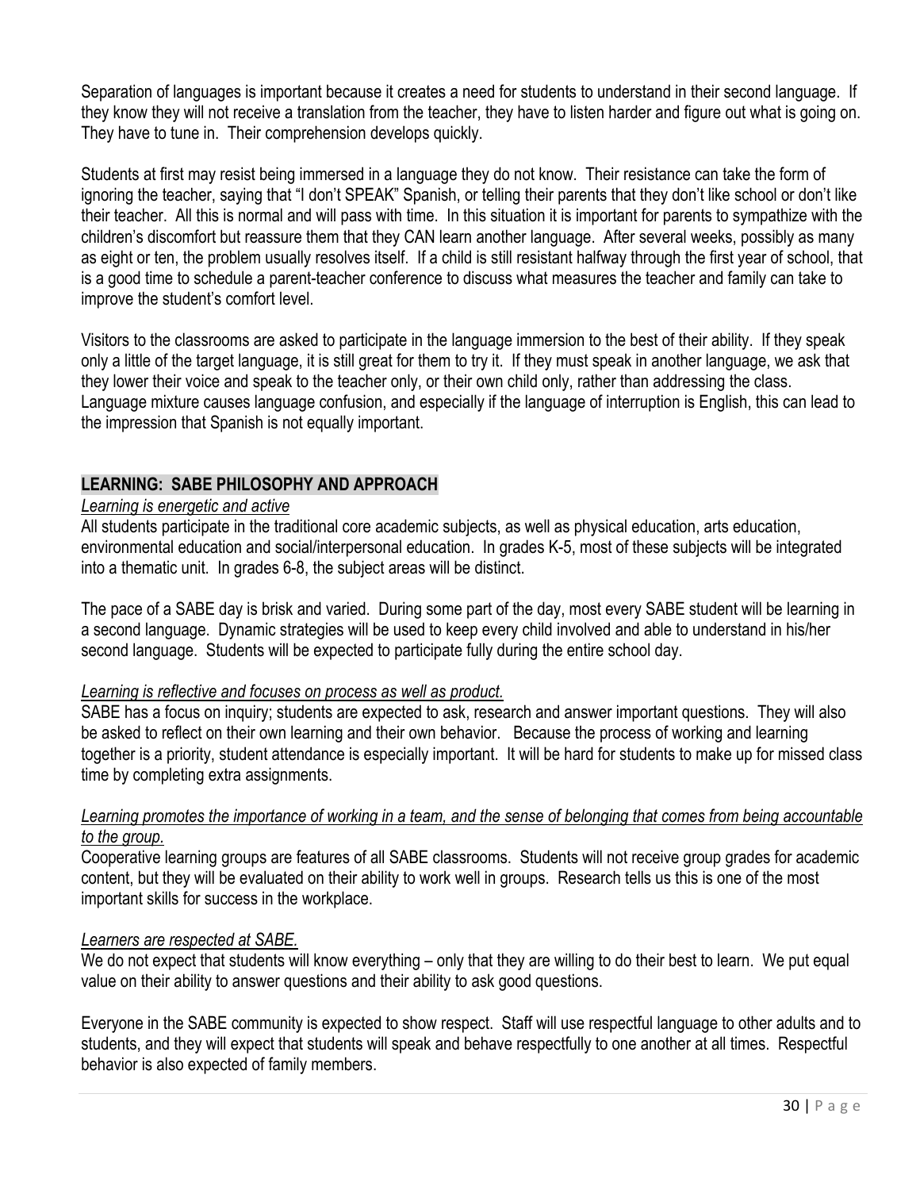Separation of languages is important because it creates a need for students to understand in their second language. If they know they will not receive a translation from the teacher, they have to listen harder and figure out what is going on. They have to tune in. Their comprehension develops quickly.

Students at first may resist being immersed in a language they do not know. Their resistance can take the form of ignoring the teacher, saying that "I don't SPEAK" Spanish, or telling their parents that they don't like school or don't like their teacher. All this is normal and will pass with time. In this situation it is important for parents to sympathize with the children's discomfort but reassure them that they CAN learn another language. After several weeks, possibly as many as eight or ten, the problem usually resolves itself. If a child is still resistant halfway through the first year of school, that is a good time to schedule a parent-teacher conference to discuss what measures the teacher and family can take to improve the student's comfort level.

Visitors to the classrooms are asked to participate in the language immersion to the best of their ability. If they speak only a little of the target language, it is still great for them to try it. If they must speak in another language, we ask that they lower their voice and speak to the teacher only, or their own child only, rather than addressing the class. Language mixture causes language confusion, and especially if the language of interruption is English, this can lead to the impression that Spanish is not equally important.

## LEARNING: SABE PHILOSOPHY AND APPROACH

*Learning is energetic and active*

All students participate in the traditional core academic subjects, as well as physical education, arts education, environmental education and social/interpersonal education. In grades K-5, most of these subjects will be integrated into a thematic unit. In grades 6-8, the subject areas will be distinct.

The pace of a SABE day is brisk and varied. During some part of the day, most every SABE student will be learning in a second language. Dynamic strategies will be used to keep every child involved and able to understand in his/her second language. Students will be expected to participate fully during the entire school day.

*Learning is reflective and focuses on process as well as product.*

SABE has a focus on inquiry; students are expected to ask, research and answer important questions. They will also be asked to reflect on their own learning and their own behavior. Because the process of working and learning together is a priority, student attendance is especially important. It will be hard for students to make up for missed class time by completing extra assignments.

*Learning promotes the importance of working in a team, and the sense of belonging that comes from being accountable to the group.*

Cooperative learning groups are features of all SABE classrooms. Students will not receive group grades for academic content, but they will be evaluated on their ability to work well in groups. Research tells us this is one of the most important skills for success in the workplace.

*Learners are respected at SABE.*

We do not expect that students will know everything – only that they are willing to do their best to learn. We put equal value on their ability to answer questions and their ability to ask good questions.

Everyone in the SABE community is expected to show respect. Staff will use respectful language to other adults and to students, and they will expect that students will speak and behave respectfully to one another at all times. Respectful behavior is also expected of family members.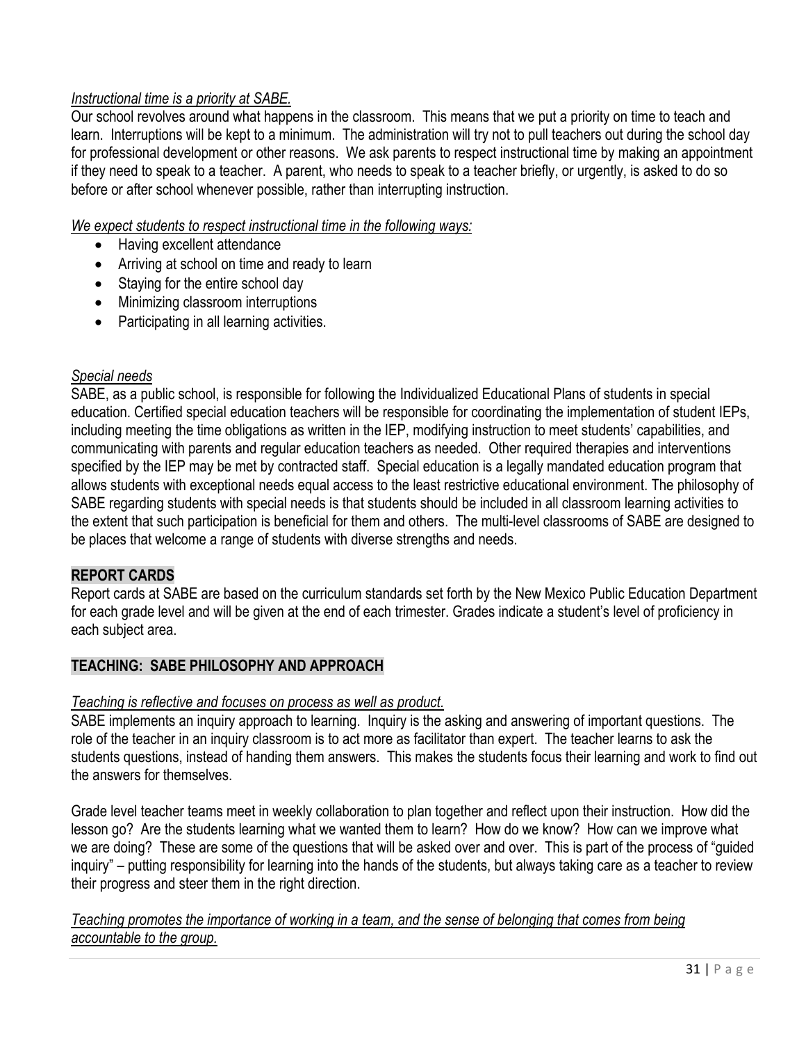*Instructional time is a priority at SABE.*

Our school revolves around what happens in the classroom. This means that we put a priority on time to teach and learn. Interruptions will be kept to a minimum. The administration will try not to pull teachers out during the school day for professional development or other reasons. We ask parents to respect instructional time by making an appointment if they need to speak to a teacher. A parent, who needs to speak to a teacher briefly, or urgently, is asked to do so before or after school whenever possible, rather than interrupting instruction.

*We expect students to respect instructional time in the following ways:*

- Having excellent attendance
- Arriving at school on time and ready to learn
- Staying for the entire school day
- Minimizing classroom interruptions
- Participating in all learning activities.

*Special needs*

SABE, as a public school, is responsible for following the Individualized Educational Plans of students in special education. Certified special education teachers will be responsible for coordinating the implementation of student IEPs, including meeting the time obligations as written in the IEP, modifying instruction to meet students' capabilities, and communicating with parents and regular education teachers as needed. Other required therapies and interventions specified by the IEP may be met by contracted staff. Special education is a legally mandated education program that allows students with exceptional needs equal access to the least restrictive educational environment. The philosophy of SABE regarding students with special needs is that students should be included in all classroom learning activities to the extent that such participation is beneficial for them and others. The multi-level classrooms of SABE are designed to be places that welcome a range of students with diverse strengths and needs.

## REPORT CARDS

Report cards at SABE are based on the curriculum standards set forth by the New Mexico Public Education Department for each grade level and will be given at the end of each trimester. Grades indicate a student's level of proficiency in each subject area.

## TEACHING: SABE PHILOSOPHY AND APPROACH

*Teaching is reflective and focuses on process as well as product.*

SABE implements an inquiry approach to learning. Inquiry is the asking and answering of important questions. The role of the teacher in an inquiry classroom is to act more as facilitator than expert. The teacher learns to ask the students questions, instead of handing them answers. This makes the students focus their learning and work to find out the answers for themselves.

Grade level teacher teams meet in weekly collaboration to plan together and reflect upon their instruction. How did the lesson go? Are the students learning what we wanted them to learn? How do we know? How can we improve what we are doing? These are some of the questions that will be asked over and over. This is part of the process of "guided inquiry" – putting responsibility for learning into the hands of the students, but always taking care as a teacher to review their progress and steer them in the right direction.

*Teaching promotes the importance of working in a team, and the sense of belonging that comes from being accountable to the group.*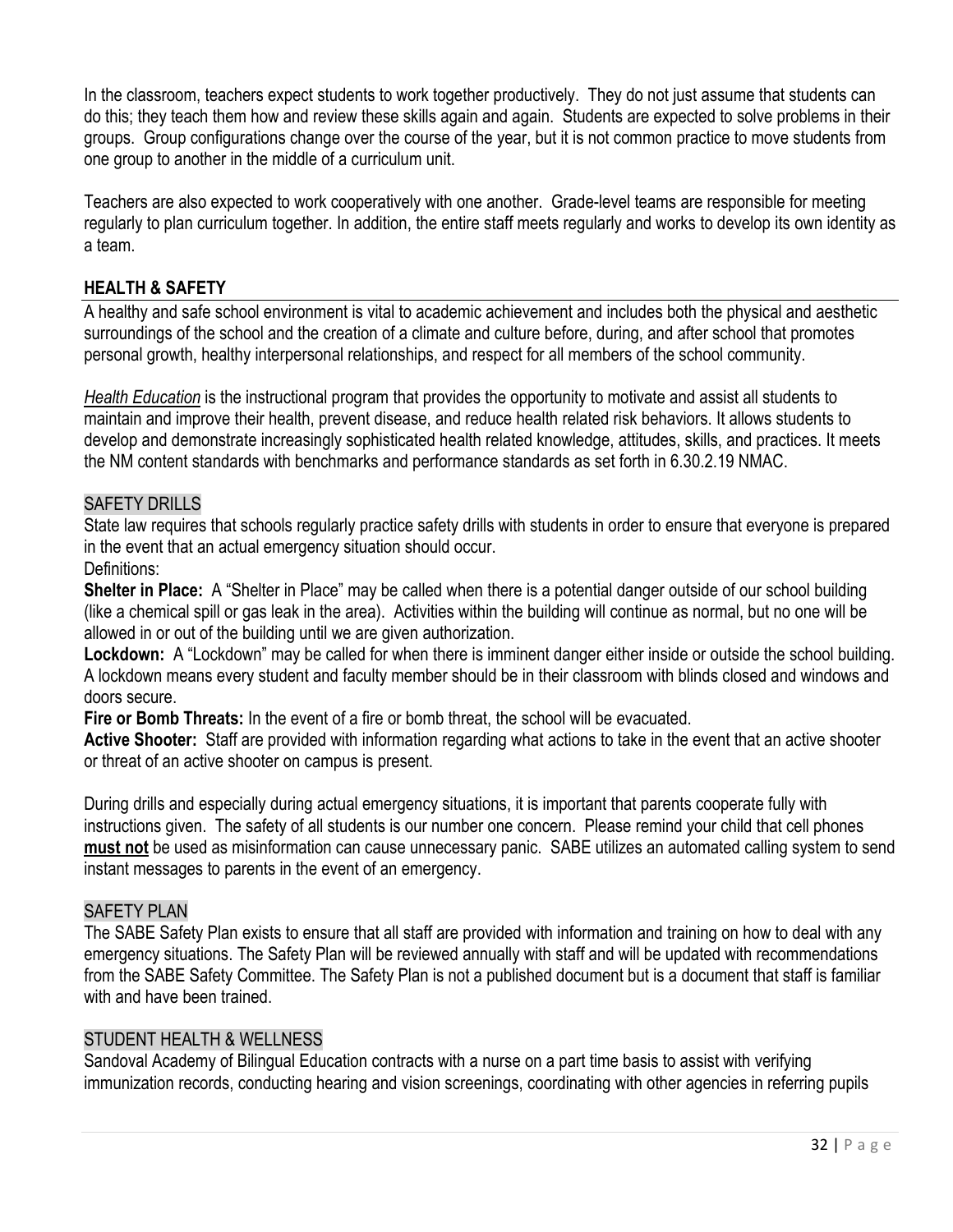In the classroom, teachers expect students to work together productively. They do not just assume that students can do this; they teach them how and review these skills again and again. Students are expected to solve problems in their groups. Group configurations change over the course of the year, but it is not common practice to move students from one group to another in the middle of a curriculum unit.

Teachers are also expected to work cooperatively with one another. Grade-level teams are responsible for meeting regularly to plan curriculum together. In addition, the entire staff meets regularly and works to develop its own identity as a team.

## HEALTH & SAFETY

A healthy and safe school environment is vital to academic achievement and includes both the physical and aesthetic surroundings of the school and the creation of a climate and culture before, during, and after school that promotes personal growth, healthy interpersonal relationships, and respect for all members of the school community.

*Health Education* is the instructional program that provides the opportunity to motivate and assist all students to maintain and improve their health, prevent disease, and reduce health related risk behaviors. It allows students to develop and demonstrate increasingly sophisticated health related knowledge, attitudes, skills, and practices. It meets the NM content standards with benchmarks and performance standards as set forth in 6.30.2.19 NMAC.

### SAFETY DRILLS

State law requires that schools regularly practice safety drills with students in order to ensure that everyone is prepared in the event that an actual emergency situation should occur.

Definitions:

**Shelter in Place:** A "Shelter in Place" may be called when there is a potential danger outside of our school building (like a chemical spill or gas leak in the area). Activities within the building will continue as normal, but no one will be allowed in or out of the building until we are given authorization.

**Lockdown:** A "Lockdown" may be called for when there is imminent danger either inside or outside the school building. A lockdown means every student and faculty member should be in their classroom with blinds closed and windows and doors secure.

**Fire or Bomb Threats:** In the event of a fire or bomb threat, the school will be evacuated.

**Active Shooter:** Staff are provided with information regarding what actions to take in the event that an active shooter or threat of an active shooter on campus is present.

During drills and especially during actual emergency situations, it is important that parents cooperate fully with instructions given. The safety of all students is our number one concern. Please remind your child that cell phones **must not** be used as misinformation can cause unnecessary panic. SABE utilizes an automated calling system to send instant messages to parents in the event of an emergency.

### SAFETY PLAN

The SABE Safety Plan exists to ensure that all staff are provided with information and training on how to deal with any emergency situations. The Safety Plan will be reviewed annually with staff and will be updated with recommendations from the SABE Safety Committee. The Safety Plan is not a published document but is a document that staff is familiar with and have been trained.

### STUDENT HEALTH & WELLNESS

Sandoval Academy of Bilingual Education contracts with a nurse on a part time basis to assist with verifying immunization records, conducting hearing and vision screenings, coordinating with other agencies in referring pupils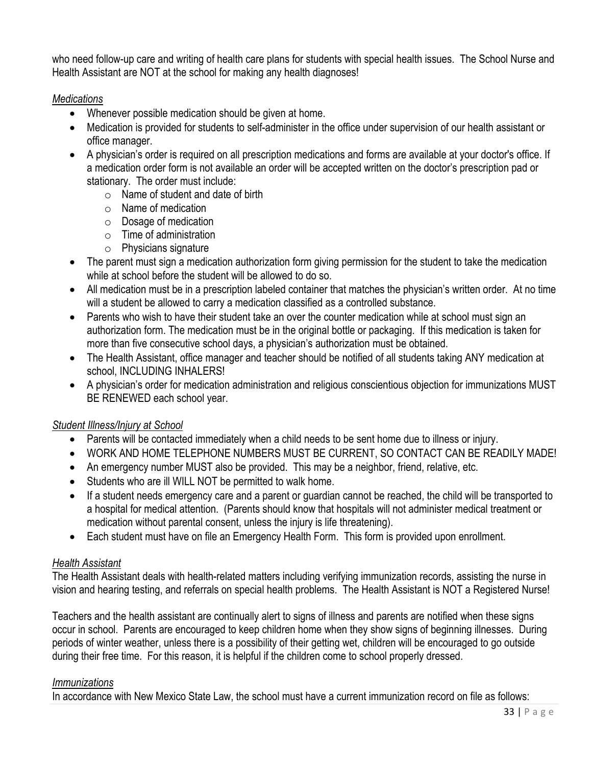who need follow-up care and writing of health care plans for students with special health issues. The School Nurse and Health Assistant are NOT at the school for making any health diagnoses!

*Medications*

- Whenever possible medication should be given at home.
- Medication is provided for students to self-administer in the office under supervision of our health assistant or office manager.
- A physician's order is required on all prescription medications and forms are available at your doctor's office. If a medication order form is not available an order will be accepted written on the doctor's prescription pad or stationary. The order must include:
  - Name of student and date of birth
  - Name of medication
  - Dosage of medication
  - Time of administration
  - Physicians signature
- The parent must sign a medication authorization form giving permission for the student to take the medication while at school before the student will be allowed to do so.
- All medication must be in a prescription labeled container that matches the physician's written order. At no time will a student be allowed to carry a medication classified as a controlled substance.
- Parents who wish to have their student take an over the counter medication while at school must sign an authorization form. The medication must be in the original bottle or packaging. If this medication is taken for more than five consecutive school days, a physician's authorization must be obtained.
- The Health Assistant, office manager and teacher should be notified of all students taking ANY medication at school, INCLUDING INHALERS!
- A physician's order for medication administration and religious conscientious objection for immunizations MUST BE RENEWED each school year.

*Student Illness/Injury at School*

- Parents will be contacted immediately when a child needs to be sent home due to illness or injury.
- WORK AND HOME TELEPHONE NUMBERS MUST BE CURRENT, SO CONTACT CAN BE READILY MADE!
- An emergency number MUST also be provided. This may be a neighbor, friend, relative, etc.
- Students who are ill WILL NOT be permitted to walk home.
- If a student needs emergency care and a parent or guardian cannot be reached, the child will be transported to a hospital for medical attention. (Parents should know that hospitals will not administer medical treatment or medication without parental consent, unless the injury is life threatening).
- Each student must have on file an Emergency Health Form. This form is provided upon enrollment.

*Health Assistant*

The Health Assistant deals with health-related matters including verifying immunization records, assisting the nurse in vision and hearing testing, and referrals on special health problems. The Health Assistant is NOT a Registered Nurse!

Teachers and the health assistant are continually alert to signs of illness and parents are notified when these signs occur in school. Parents are encouraged to keep children home when they show signs of beginning illnesses. During periods of winter weather, unless there is a possibility of their getting wet, children will be encouraged to go outside during their free time. For this reason, it is helpful if the children come to school properly dressed.

*Immunizations*

In accordance with New Mexico State Law, the school must have a current immunization record on file as follows: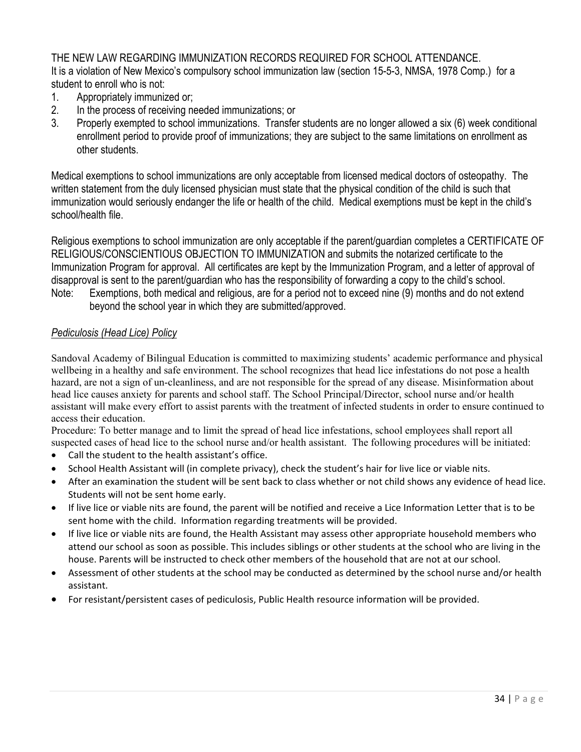THE NEW LAW REGARDING IMMUNIZATION RECORDS REQUIRED FOR SCHOOL ATTENDANCE.

It is a violation of New Mexico's compulsory school immunization law (section 15-5-3, NMSA, 1978 Comp.) for a student to enroll who is not:

1. Appropriately immunized or;
2. In the process of receiving needed immunizations; or
3. Properly exempted to school immunizations. Transfer students are no longer allowed a six (6) week conditional enrollment period to provide proof of immunizations; they are subject to the same limitations on enrollment as other students.

Medical exemptions to school immunizations are only acceptable from licensed medical doctors of osteopathy. The written statement from the duly licensed physician must state that the physical condition of the child is such that immunization would seriously endanger the life or health of the child. Medical exemptions must be kept in the child's school/health file.

Religious exemptions to school immunization are only acceptable if the parent/guardian completes a CERTIFICATE OF RELIGIOUS/CONSCIENTIOUS OBJECTION TO IMMUNIZATION and submits the notarized certificate to the Immunization Program for approval. All certificates are kept by the Immunization Program, and a letter of approval of disapproval is sent to the parent/guardian who has the responsibility of forwarding a copy to the child's school.

Note: Exemptions, both medical and religious, are for a period not to exceed nine (9) months and do not extend beyond the school year in which they are submitted/approved.

*Pediculosis (Head Lice) Policy*

Sandoval Academy of Bilingual Education is committed to maximizing students' academic performance and physical wellbeing in a healthy and safe environment. The school recognizes that head lice infestations do not pose a health hazard, are not a sign of un-cleanliness, and are not responsible for the spread of any disease. Misinformation about head lice causes anxiety for parents and school staff. The School Principal/Director, school nurse and/or health assistant will make every effort to assist parents with the treatment of infected students in order to ensure continued to access their education.

Procedure: To better manage and to limit the spread of head lice infestations, school employees shall report all suspected cases of head lice to the school nurse and/or health assistant. The following procedures will be initiated:

- Call the student to the health assistant's office.
- School Health Assistant will (in complete privacy), check the student's hair for live lice or viable nits.
- After an examination the student will be sent back to class whether or not child shows any evidence of head lice. Students will not be sent home early.
- If live lice or viable nits are found, the parent will be notified and receive a Lice Information Letter that is to be sent home with the child. Information regarding treatments will be provided.
- If live lice or viable nits are found, the Health Assistant may assess other appropriate household members who attend our school as soon as possible. This includes siblings or other students at the school who are living in the house. Parents will be instructed to check other members of the household that are not at our school.
- Assessment of other students at the school may be conducted as determined by the school nurse and/or health assistant.
- For resistant/persistent cases of pediculosis, Public Health resource information will be provided.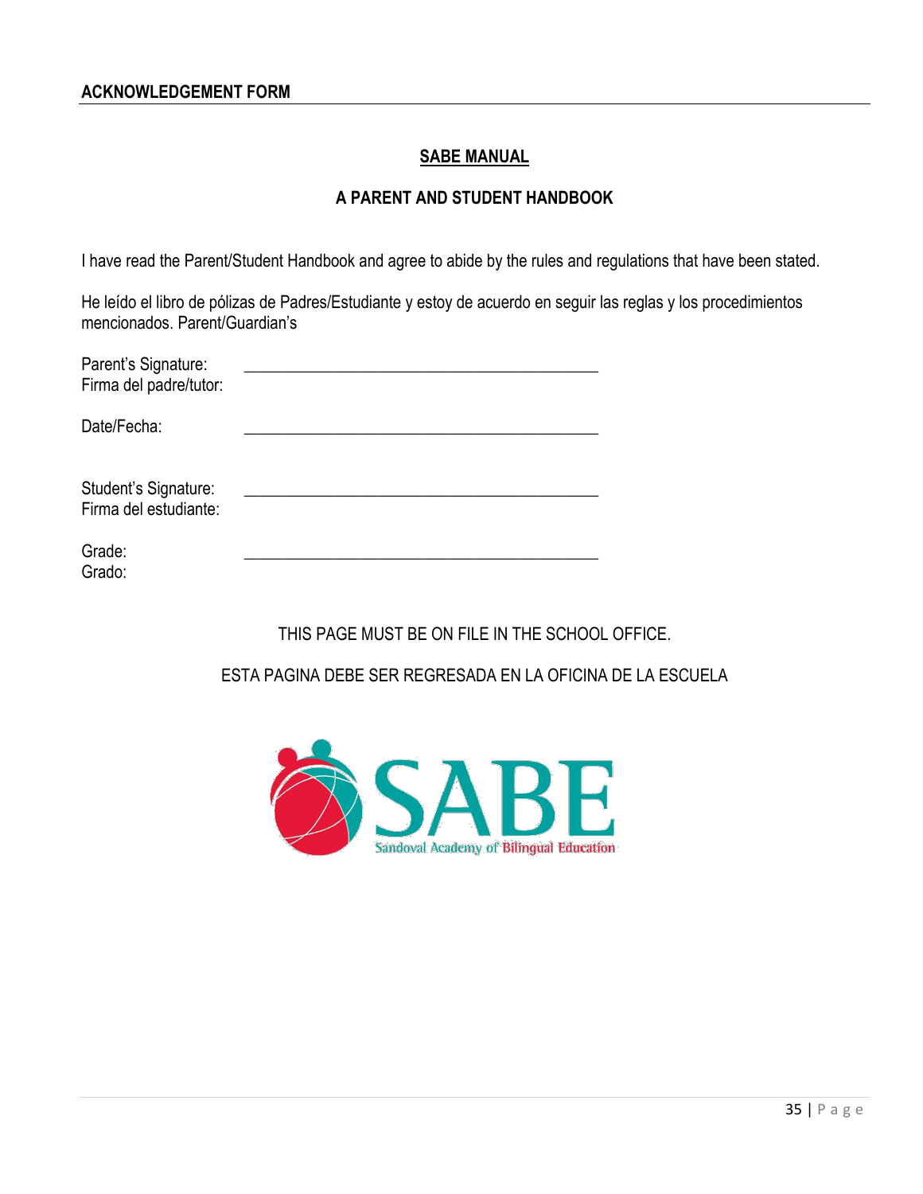## ACKNOWLEDGEMENT FORM

**SABE MANUAL**

**A PARENT AND STUDENT HANDBOOK**

I have read the Parent/Student Handbook and agree to abide by the rules and regulations that have been stated.

He leído el libro de pólizas de Padres/Estudiante y estoy de acuerdo en seguir las reglas y los procedimientos mencionados. Parent/Guardian's

Parent's Signature:
Firma del padre/tutor: ___________________________________________

Date/Fecha: ___________________________________________

Student's Signature:
Firma del estudiante: ___________________________________________

Grade:
Grado: ___________________________________________

THIS PAGE MUST BE ON FILE IN THE SCHOOL OFFICE.

ESTA PAGINA DEBE SER REGRESADA EN LA OFICINA DE LA ESCUELA

SABE
Sandoval Academy of Bilingual Education